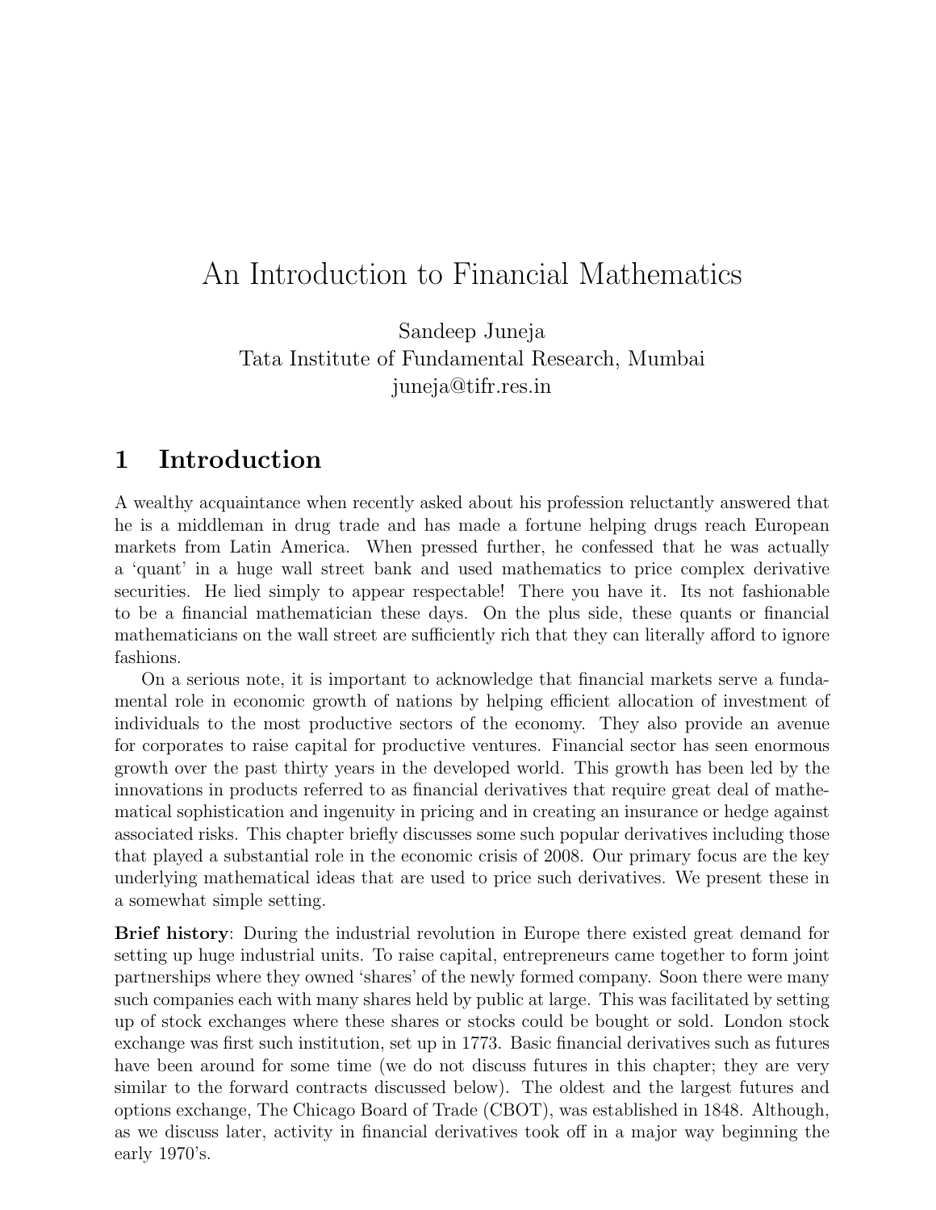# An Introduction to Financial Mathematics

Sandeep Juneja  
Tata Institute of Fundamental Research, Mumbai  
juneja@tifr.res.in

## 1 Introduction

A wealthy acquaintance when recently asked about his profession reluctantly answered that he is a middleman in drug trade and has made a fortune helping drugs reach European markets from Latin America. When pressed further, he confessed that he was actually a 'quant' in a huge wall street bank and used mathematics to price complex derivative securities. He lied simply to appear respectable! There you have it. Its not fashionable to be a financial mathematician these days. On the plus side, these quants or financial mathematicians on the wall street are sufficiently rich that they can literally afford to ignore fashions.

On a serious note, it is important to acknowledge that financial markets serve a fundamental role in economic growth of nations by helping efficient allocation of investment of individuals to the most productive sectors of the economy. They also provide an avenue for corporates to raise capital for productive ventures. Financial sector has seen enormous growth over the past thirty years in the developed world. This growth has been led by the innovations in products referred to as financial derivatives that require great deal of mathematical sophistication and ingenuity in pricing and in creating an insurance or hedge against associated risks. This chapter briefly discusses some such popular derivatives including those that played a substantial role in the economic crisis of 2008. Our primary focus are the key underlying mathematical ideas that are used to price such derivatives. We present these in a somewhat simple setting.

**Brief history**: During the industrial revolution in Europe there existed great demand for setting up huge industrial units. To raise capital, entrepreneurs came together to form joint partnerships where they owned 'shares' of the newly formed company. Soon there were many such companies each with many shares held by public at large. This was facilitated by setting up of stock exchanges where these shares or stocks could be bought or sold. London stock exchange was first such institution, set up in 1773. Basic financial derivatives such as futures have been around for some time (we do not discuss futures in this chapter; they are very similar to the forward contracts discussed below). The oldest and the largest futures and options exchange, The Chicago Board of Trade (CBOT), was established in 1848. Although, as we discuss later, activity in financial derivatives took off in a major way beginning the early 1970's.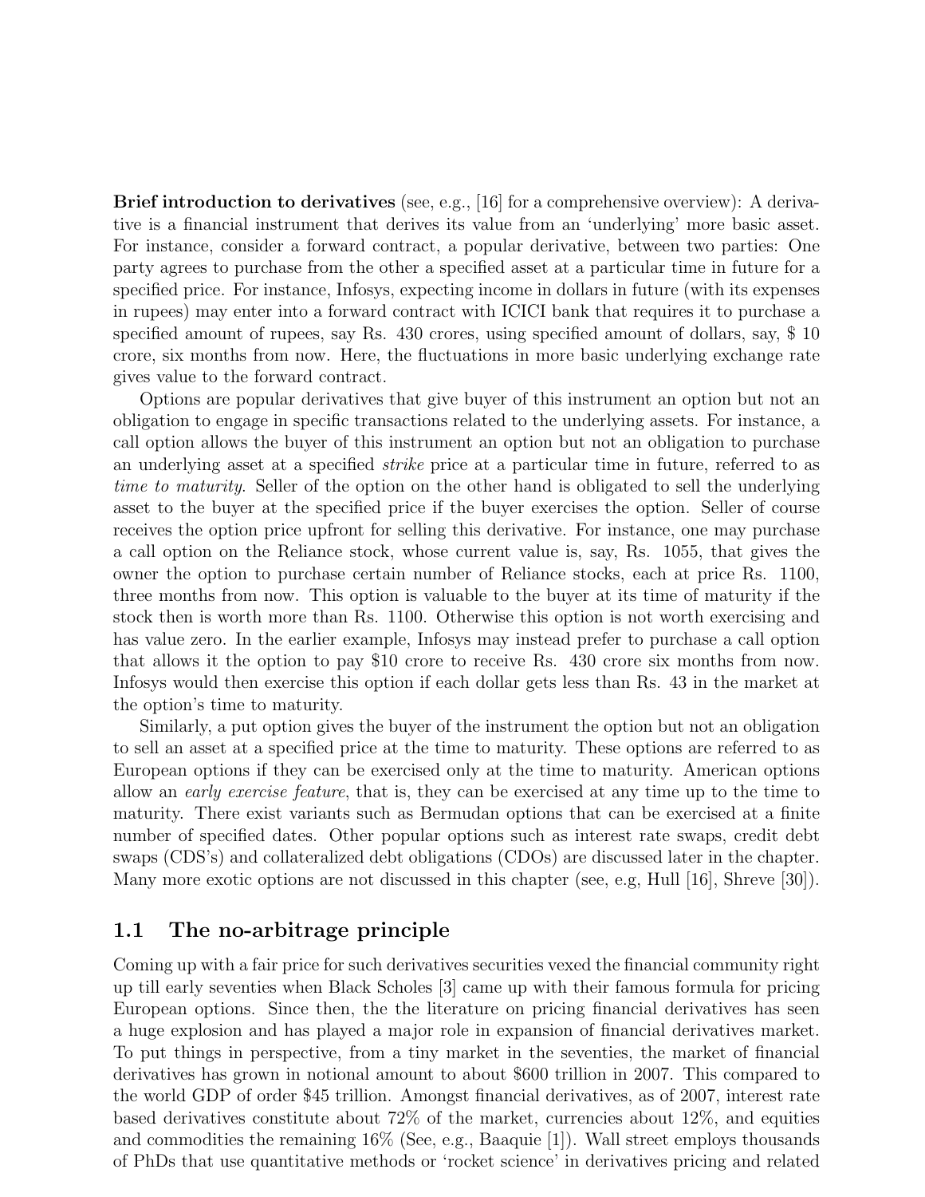**Brief introduction to derivatives** (see, e.g., [16] for a comprehensive overview): A derivative is a financial instrument that derives its value from an 'underlying' more basic asset. For instance, consider a forward contract, a popular derivative, between two parties: One party agrees to purchase from the other a specified asset at a particular time in future for a specified price. For instance, Infosys, expecting income in dollars in future (with its expenses in rupees) may enter into a forward contract with ICICI bank that requires it to purchase a specified amount of rupees, say Rs. 430 crores, using specified amount of dollars, say, $ 10 crore, six months from now. Here, the fluctuations in more basic underlying exchange rate gives value to the forward contract.

Options are popular derivatives that give buyer of this instrument an option but not an obligation to engage in specific transactions related to the underlying assets. For instance, a call option allows the buyer of this instrument an option but not an obligation to purchase an underlying asset at a specified *strike* price at a particular time in future, referred to as *time to maturity*. Seller of the option on the other hand is obligated to sell the underlying asset to the buyer at the specified price if the buyer exercises the option. Seller of course receives the option price upfront for selling this derivative. For instance, one may purchase a call option on the Reliance stock, whose current value is, say, Rs. 1055, that gives the owner the option to purchase certain number of Reliance stocks, each at price Rs. 1100, three months from now. This option is valuable to the buyer at its time of maturity if the stock then is worth more than Rs. 1100. Otherwise this option is not worth exercising and has value zero. In the earlier example, Infosys may instead prefer to purchase a call option that allows it the option to pay $10 crore to receive Rs. 430 crore six months from now. Infosys would then exercise this option if each dollar gets less than Rs. 43 in the market at the option's time to maturity.

Similarly, a put option gives the buyer of the instrument the option but not an obligation to sell an asset at a specified price at the time to maturity. These options are referred to as European options if they can be exercised only at the time to maturity. American options allow an *early exercise feature*, that is, they can be exercised at any time up to the time to maturity. There exist variants such as Bermudan options that can be exercised at a finite number of specified dates. Other popular options such as interest rate swaps, credit debt swaps (CDS's) and collateralized debt obligations (CDOs) are discussed later in the chapter. Many more exotic options are not discussed in this chapter (see, e.g, Hull [16], Shreve [30]).

## 1.1 The no-arbitrage principle

Coming up with a fair price for such derivatives securities vexed the financial community right up till early seventies when Black Scholes [3] came up with their famous formula for pricing European options. Since then, the the literature on pricing financial derivatives has seen a huge explosion and has played a major role in expansion of financial derivatives market. To put things in perspective, from a tiny market in the seventies, the market of financial derivatives has grown in notional amount to about $600 trillion in 2007. This compared to the world GDP of order $45 trillion. Amongst financial derivatives, as of 2007, interest rate based derivatives constitute about 72% of the market, currencies about 12%, and equities and commodities the remaining 16% (See, e.g., Baaquie [1]). Wall street employs thousands of PhDs that use quantitative methods or 'rocket science' in derivatives pricing and related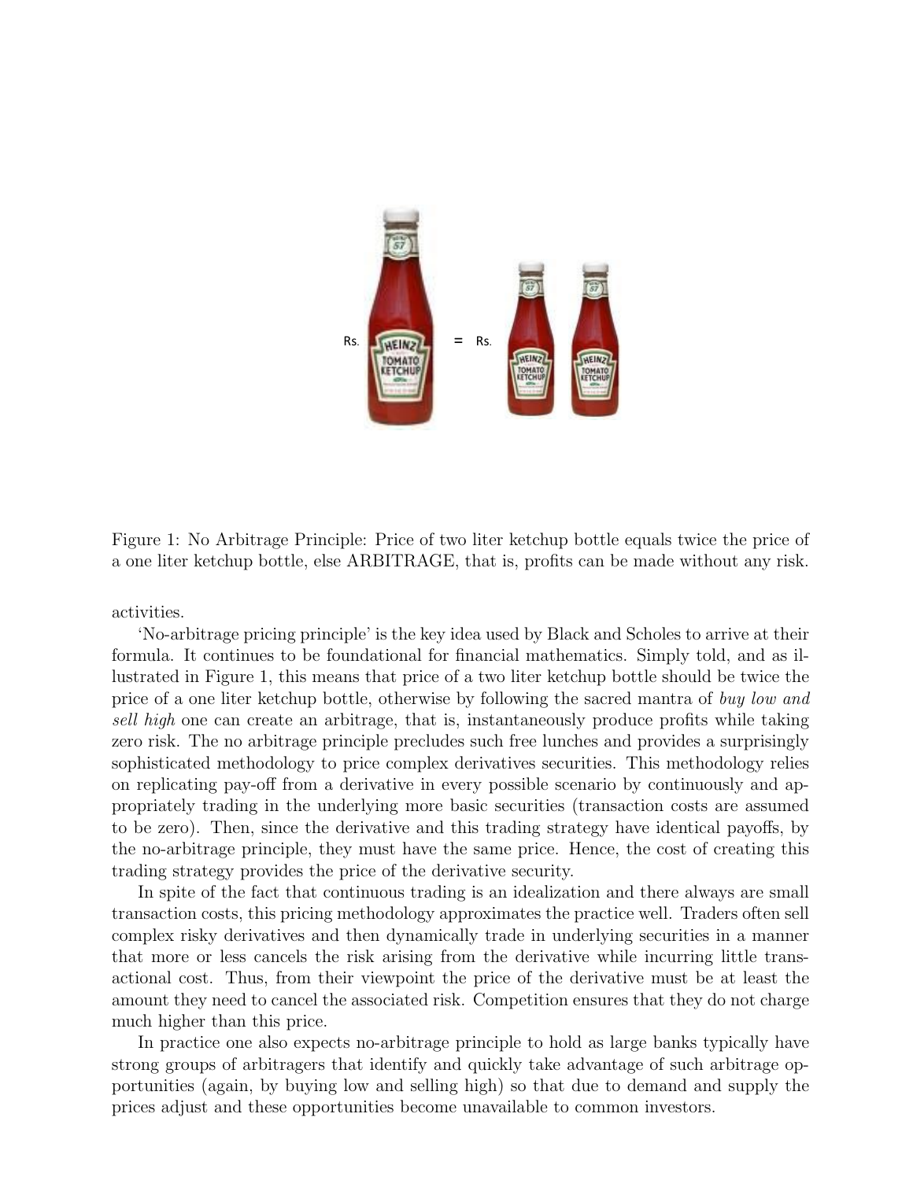Figure 1: No Arbitrage Principle: Price of two liter ketchup bottle equals twice the price of a one liter ketchup bottle, else ARBITRAGE, that is, profits can be made without any risk.

activities.

'No-arbitrage pricing principle' is the key idea used by Black and Scholes to arrive at their formula. It continues to be foundational for financial mathematics. Simply told, and as illustrated in Figure 1, this means that price of a two liter ketchup bottle should be twice the price of a one liter ketchup bottle, otherwise by following the sacred mantra of *buy low and sell high* one can create an arbitrage, that is, instantaneously produce profits while taking zero risk. The no arbitrage principle precludes such free lunches and provides a surprisingly sophisticated methodology to price complex derivatives securities. This methodology relies on replicating pay-off from a derivative in every possible scenario by continuously and appropriately trading in the underlying more basic securities (transaction costs are assumed to be zero). Then, since the derivative and this trading strategy have identical payoffs, by the no-arbitrage principle, they must have the same price. Hence, the cost of creating this trading strategy provides the price of the derivative security.

In spite of the fact that continuous trading is an idealization and there always are small transaction costs, this pricing methodology approximates the practice well. Traders often sell complex risky derivatives and then dynamically trade in underlying securities in a manner that more or less cancels the risk arising from the derivative while incurring little transactional cost. Thus, from their viewpoint the price of the derivative must be at least the amount they need to cancel the associated risk. Competition ensures that they do not charge much higher than this price.

In practice one also expects no-arbitrage principle to hold as large banks typically have strong groups of arbitragers that identify and quickly take advantage of such arbitrage opportunities (again, by buying low and selling high) so that due to demand and supply the prices adjust and these opportunities become unavailable to common investors.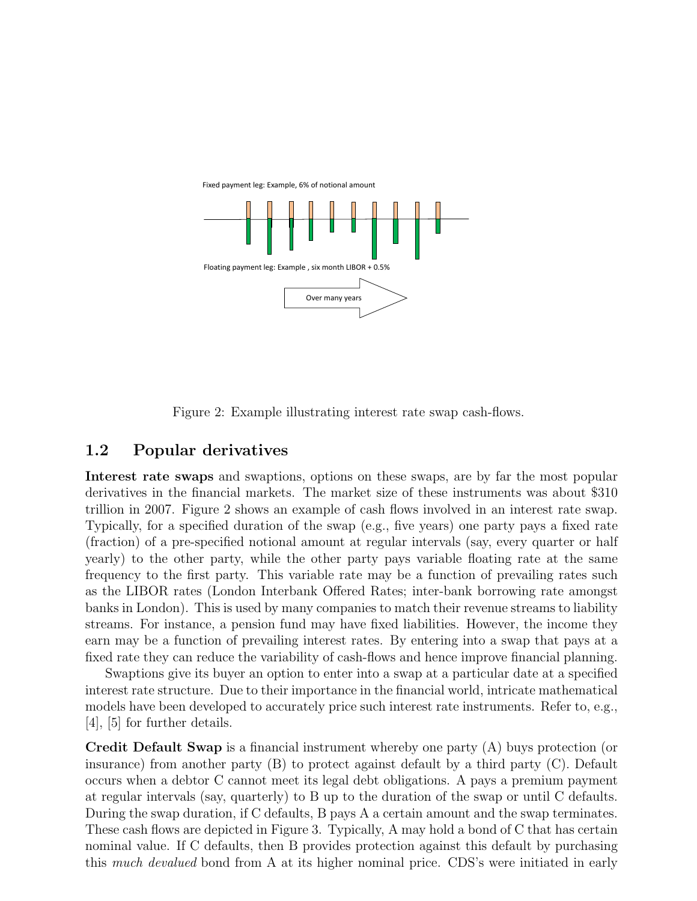Fixed payment leg: Example, 6% of notional amount

Floating payment leg: Example , six month LIBOR + 0.5%

Over many years

Figure 2: Example illustrating interest rate swap cash-flows.

## 1.2 Popular derivatives

**Interest rate swaps** and swaptions, options on these swaps, are by far the most popular derivatives in the financial markets. The market size of these instruments was about $310 trillion in 2007. Figure 2 shows an example of cash flows involved in an interest rate swap. Typically, for a specified duration of the swap (e.g., five years) one party pays a fixed rate (fraction) of a pre-specified notional amount at regular intervals (say, every quarter or half yearly) to the other party, while the other party pays variable floating rate at the same frequency to the first party. This variable rate may be a function of prevailing rates such as the LIBOR rates (London Interbank Offered Rates; inter-bank borrowing rate amongst banks in London). This is used by many companies to match their revenue streams to liability streams. For instance, a pension fund may have fixed liabilities. However, the income they earn may be a function of prevailing interest rates. By entering into a swap that pays at a fixed rate they can reduce the variability of cash-flows and hence improve financial planning.

Swaptions give its buyer an option to enter into a swap at a particular date at a specified interest rate structure. Due to their importance in the financial world, intricate mathematical models have been developed to accurately price such interest rate instruments. Refer to, e.g., [4], [5] for further details.

**Credit Default Swap** is a financial instrument whereby one party (A) buys protection (or insurance) from another party (B) to protect against default by a third party (C). Default occurs when a debtor C cannot meet its legal debt obligations. A pays a premium payment at regular intervals (say, quarterly) to B up to the duration of the swap or until C defaults. During the swap duration, if C defaults, B pays A a certain amount and the swap terminates. These cash flows are depicted in Figure 3. Typically, A may hold a bond of C that has certain nominal value. If C defaults, then B provides protection against this default by purchasing this *much devalued* bond from A at its higher nominal price. CDS's were initiated in early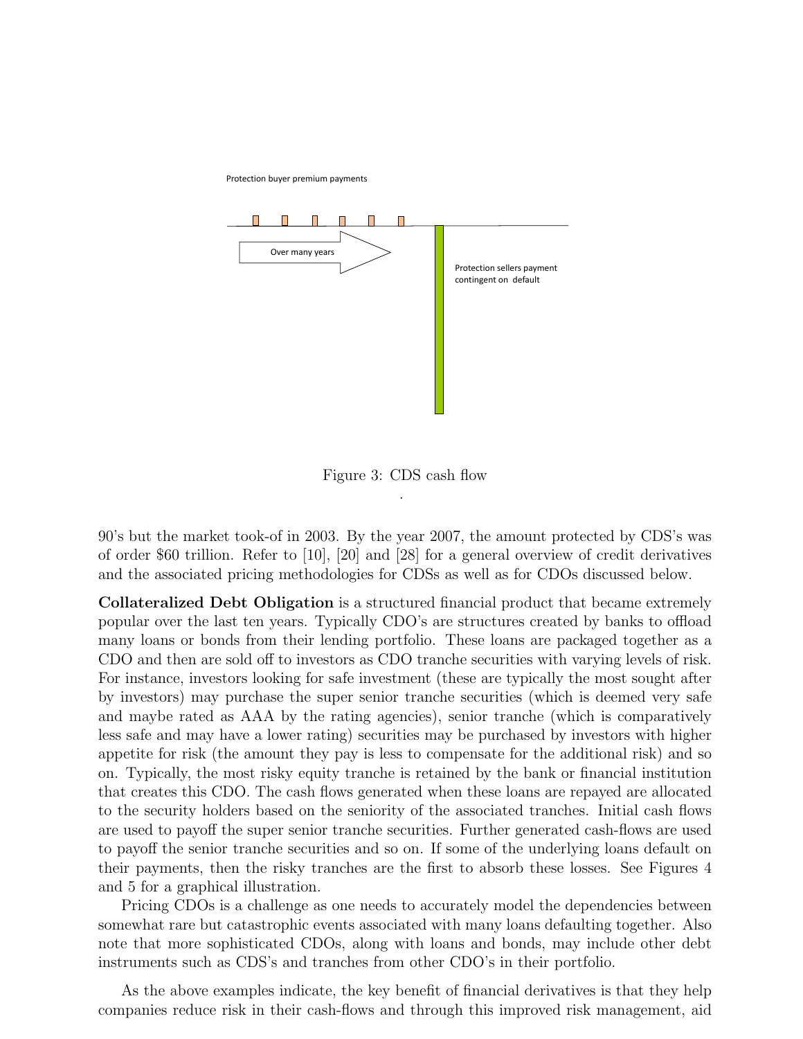Protection buyer premium payments

Over many years

Protection sellers payment contingent on default

Figure 3: CDS cash flow

.

90's but the market took-of in 2003. By the year 2007, the amount protected by CDS's was of order $60 trillion. Refer to [10], [20] and [28] for a general overview of credit derivatives and the associated pricing methodologies for CDSs as well as for CDOs discussed below.

**Collateralized Debt Obligation** is a structured financial product that became extremely popular over the last ten years. Typically CDO's are structures created by banks to offload many loans or bonds from their lending portfolio. These loans are packaged together as a CDO and then are sold off to investors as CDO tranche securities with varying levels of risk. For instance, investors looking for safe investment (these are typically the most sought after by investors) may purchase the super senior tranche securities (which is deemed very safe and maybe rated as AAA by the rating agencies), senior tranche (which is comparatively less safe and may have a lower rating) securities may be purchased by investors with higher appetite for risk (the amount they pay is less to compensate for the additional risk) and so on. Typically, the most risky equity tranche is retained by the bank or financial institution that creates this CDO. The cash flows generated when these loans are repayed are allocated to the security holders based on the seniority of the associated tranches. Initial cash flows are used to payoff the super senior tranche securities. Further generated cash-flows are used to payoff the senior tranche securities and so on. If some of the underlying loans default on their payments, then the risky tranches are the first to absorb these losses. See Figures 4 and 5 for a graphical illustration.

Pricing CDOs is a challenge as one needs to accurately model the dependencies between somewhat rare but catastrophic events associated with many loans defaulting together. Also note that more sophisticated CDOs, along with loans and bonds, may include other debt instruments such as CDS's and tranches from other CDO's in their portfolio.

As the above examples indicate, the key benefit of financial derivatives is that they help companies reduce risk in their cash-flows and through this improved risk management, aid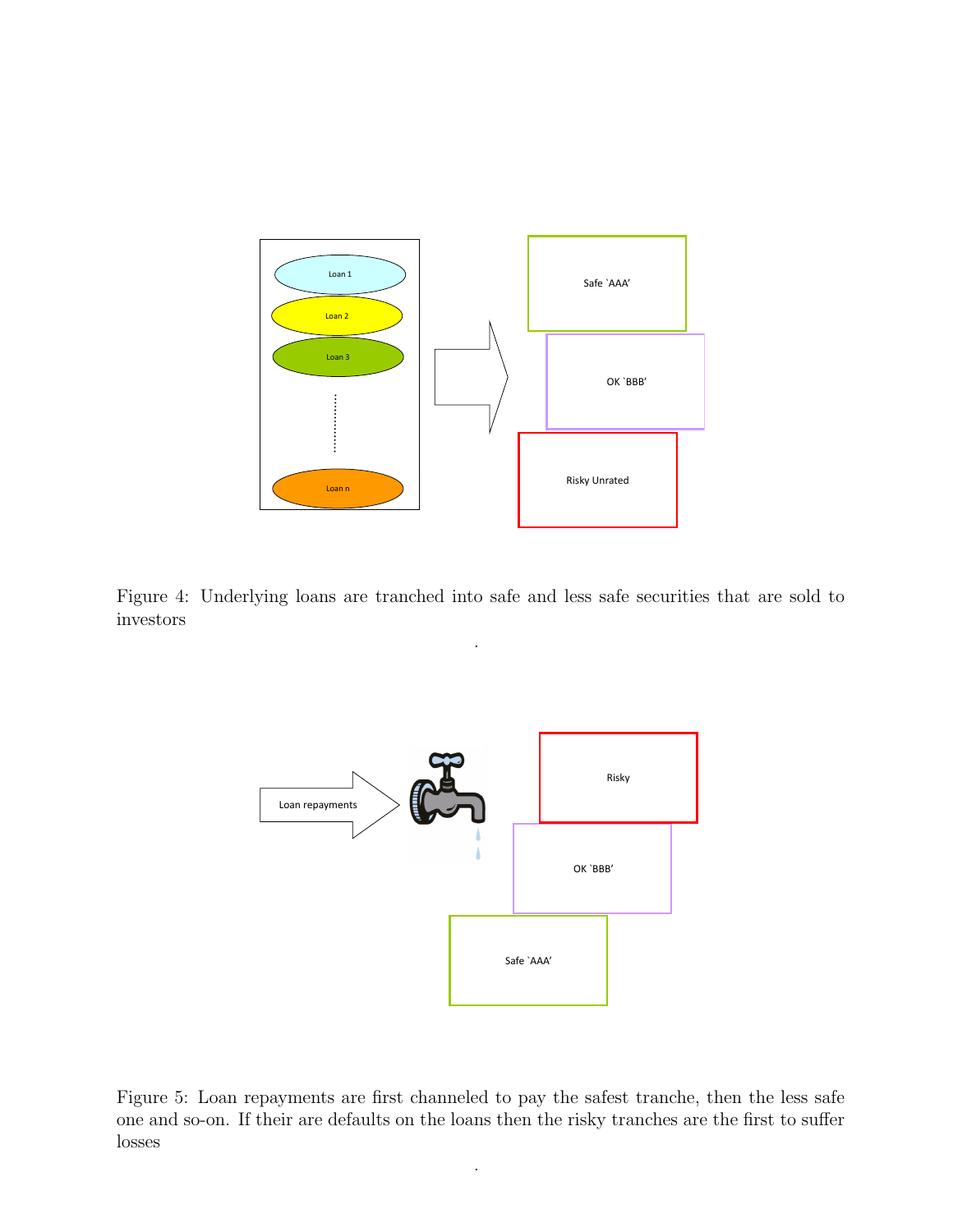Figure 4: Underlying loans are tranched into safe and less safe securities that are sold to investors

.

Figure 5: Loan repayments are first channeled to pay the safest tranche, then the less safe one and so-on. If their are defaults on the loans then the risky tranches are the first to suffer losses

.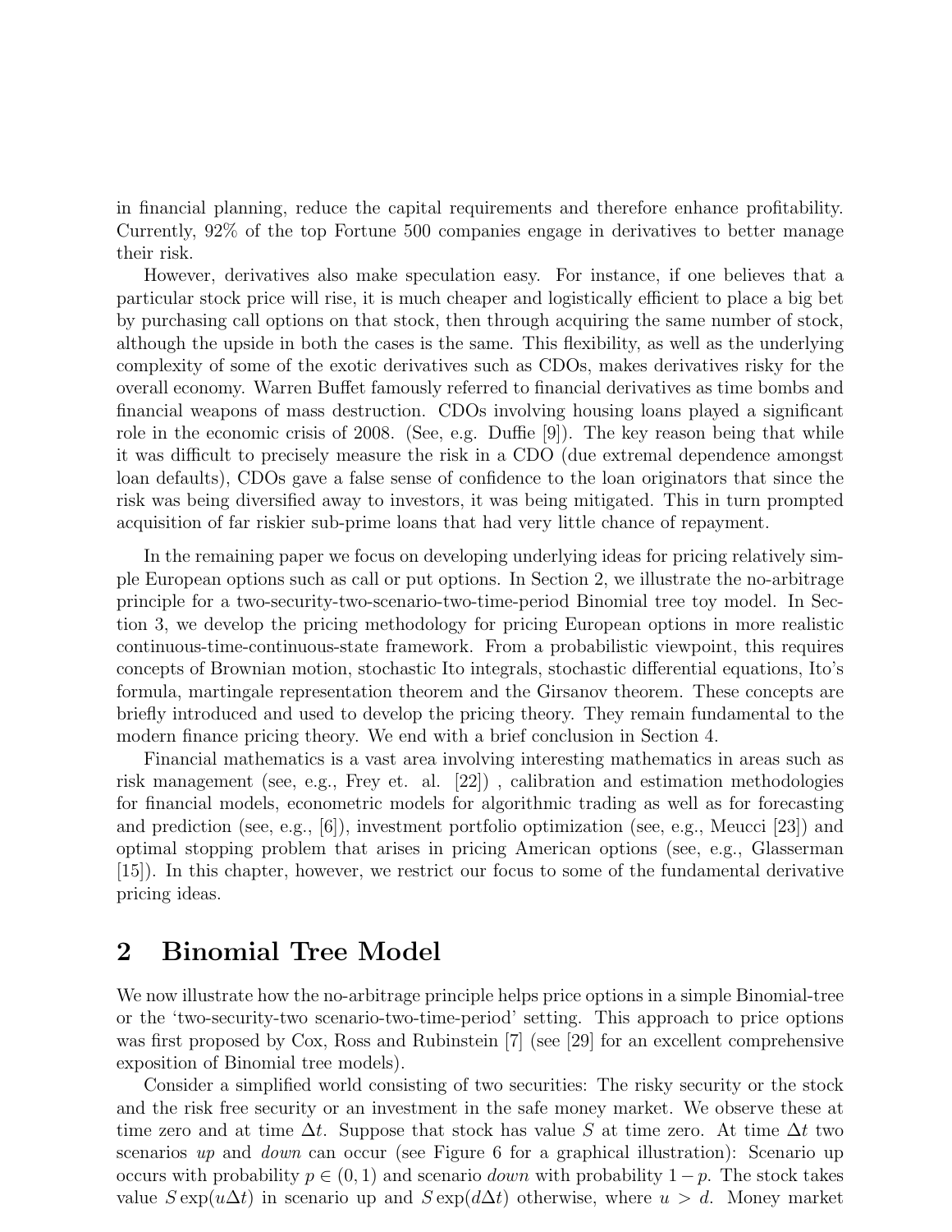in financial planning, reduce the capital requirements and therefore enhance profitability. Currently, 92% of the top Fortune 500 companies engage in derivatives to better manage their risk.

However, derivatives also make speculation easy. For instance, if one believes that a particular stock price will rise, it is much cheaper and logistically efficient to place a big bet by purchasing call options on that stock, then through acquiring the same number of stock, although the upside in both the cases is the same. This flexibility, as well as the underlying complexity of some of the exotic derivatives such as CDOs, makes derivatives risky for the overall economy. Warren Buffet famously referred to financial derivatives as time bombs and financial weapons of mass destruction. CDOs involving housing loans played a significant role in the economic crisis of 2008. (See, e.g. Duffie [9]). The key reason being that while it was difficult to precisely measure the risk in a CDO (due extremal dependence amongst loan defaults), CDOs gave a false sense of confidence to the loan originators that since the risk was being diversified away to investors, it was being mitigated. This in turn prompted acquisition of far riskier sub-prime loans that had very little chance of repayment.

In the remaining paper we focus on developing underlying ideas for pricing relatively simple European options such as call or put options. In Section 2, we illustrate the no-arbitrage principle for a two-security-two-scenario-two-time-period Binomial tree toy model. In Section 3, we develop the pricing methodology for pricing European options in more realistic continuous-time-continuous-state framework. From a probabilistic viewpoint, this requires concepts of Brownian motion, stochastic Ito integrals, stochastic differential equations, Ito's formula, martingale representation theorem and the Girsanov theorem. These concepts are briefly introduced and used to develop the pricing theory. They remain fundamental to the modern finance pricing theory. We end with a brief conclusion in Section 4.

Financial mathematics is a vast area involving interesting mathematics in areas such as risk management (see, e.g., Frey et. al. [22]) , calibration and estimation methodologies for financial models, econometric models for algorithmic trading as well as for forecasting and prediction (see, e.g., [6]), investment portfolio optimization (see, e.g., Meucci [23]) and optimal stopping problem that arises in pricing American options (see, e.g., Glasserman [15]). In this chapter, however, we restrict our focus to some of the fundamental derivative pricing ideas.

## 2 Binomial Tree Model

We now illustrate how the no-arbitrage principle helps price options in a simple Binomial-tree or the 'two-security-two scenario-two-time-period' setting. This approach to price options was first proposed by Cox, Ross and Rubinstein [7] (see [29] for an excellent comprehensive exposition of Binomial tree models).

Consider a simplified world consisting of two securities: The risky security or the stock and the risk free security or an investment in the safe money market. We observe these at time zero and at time $\Delta t$. Suppose that stock has value $S$ at time zero. At time $\Delta t$ two scenarios *up* and *down* can occur (see Figure 6 for a graphical illustration): Scenario up occurs with probability $p \in (0, 1)$ and scenario *down* with probability $1 - p$. The stock takes value $S \exp(u\Delta t)$ in scenario up and $S \exp(d\Delta t)$ otherwise, where $u > d$. Money market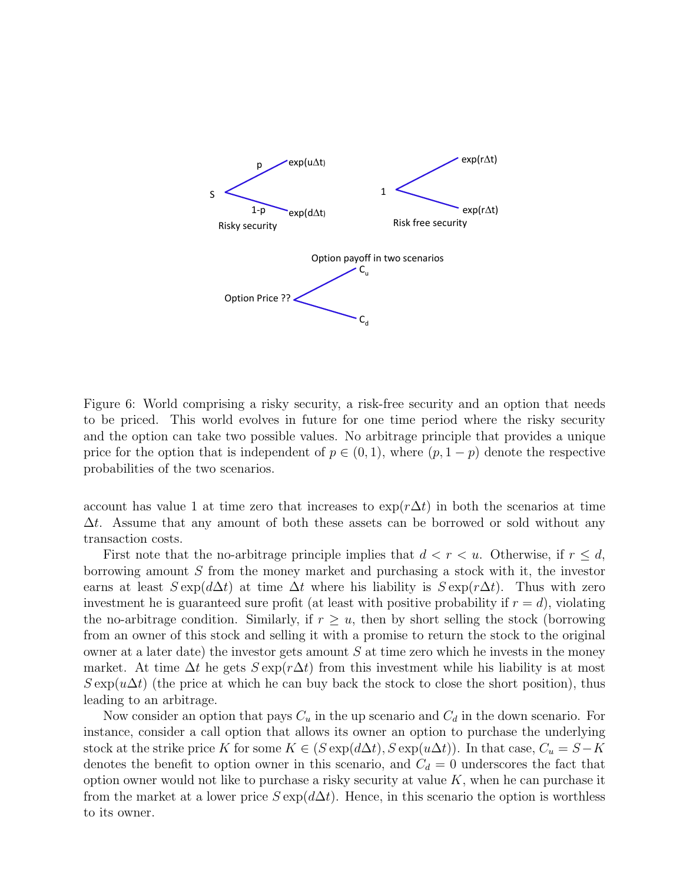Figure 6: World comprising a risky security, a risk-free security and an option that needs to be priced. This world evolves in future for one time period where the risky security and the option can take two possible values. No arbitrage principle that provides a unique price for the option that is independent of $p \in (0, 1)$, where $(p, 1-p)$ denote the respective probabilities of the two scenarios.

account has value 1 at time zero that increases to $\exp(r\Delta t)$ in both the scenarios at time $\Delta t$. Assume that any amount of both these assets can be borrowed or sold without any transaction costs.

First note that the no-arbitrage principle implies that $d < r < u$. Otherwise, if $r \leq d$, borrowing amount $S$ from the money market and purchasing a stock with it, the investor earns at least $S \exp(d\Delta t)$ at time $\Delta t$ where his liability is $S \exp(r\Delta t)$. Thus with zero investment he is guaranteed sure profit (at least with positive probability if $r = d$), violating the no-arbitrage condition. Similarly, if $r \geq u$, then by short selling the stock (borrowing from an owner of this stock and selling it with a promise to return the stock to the original owner at a later date) the investor gets amount $S$ at time zero which he invests in the money market. At time $\Delta t$ he gets $S \exp(r\Delta t)$ from this investment while his liability is at most $S \exp(u\Delta t)$ (the price at which he can buy back the stock to close the short position), thus leading to an arbitrage.

Now consider an option that pays $C_u$ in the up scenario and $C_d$ in the down scenario. For instance, consider a call option that allows its owner an option to purchase the underlying stock at the strike price $K$ for some $K \in (S \exp(d\Delta t), S \exp(u\Delta t))$. In that case, $C_u = S - K$ denotes the benefit to option owner in this scenario, and $C_d = 0$ underscores the fact that option owner would not like to purchase a risky security at value $K$, when he can purchase it from the market at a lower price $S \exp(d\Delta t)$. Hence, in this scenario the option is worthless to its owner.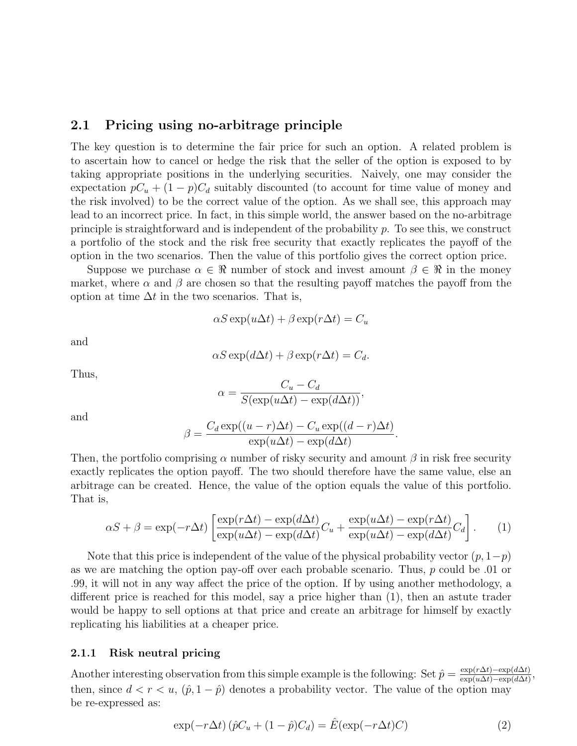## 2.1 Pricing using no-arbitrage principle

The key question is to determine the fair price for such an option. A related problem is to ascertain how to cancel or hedge the risk that the seller of the option is exposed to by taking appropriate positions in the underlying securities. Naively, one may consider the expectation $pC_u + (1-p)C_d$ suitably discounted (to account for time value of money and the risk involved) to be the correct value of the option. As we shall see, this approach may lead to an incorrect price. In fact, in this simple world, the answer based on the no-arbitrage principle is straightforward and is independent of the probability $p$. To see this, we construct a portfolio of the stock and the risk free security that exactly replicates the payoff of the option in the two scenarios. Then the value of this portfolio gives the correct option price.

Suppose we purchase $\alpha \in \Re$ number of stock and invest amount $\beta \in \Re$ in the money market, where $\alpha$ and $\beta$ are chosen so that the resulting payoff matches the payoff from the option at time $\Delta t$ in the two scenarios. That is,

$$\alpha S \exp(u\Delta t) + \beta \exp(r\Delta t) = C_u$$

and

$$\alpha S \exp(d\Delta t) + \beta \exp(r\Delta t) = C_d.$$

Thus,

$$\alpha = \frac{C_u - C_d}{S(\exp(u\Delta t) - \exp(d\Delta t))},$$

and

$$\beta = \frac{C_d \exp((u-r)\Delta t) - C_u \exp((d-r)\Delta t)}{\exp(u\Delta t) - \exp(d\Delta t)}.$$

Then, the portfolio comprising $\alpha$ number of risky security and amount $\beta$ in risk free security exactly replicates the option payoff. The two should therefore have the same value, else an arbitrage can be created. Hence, the value of the option equals the value of this portfolio. That is,

$$\alpha S + \beta = \exp(-r\Delta t)\left[\frac{\exp(r\Delta t) - \exp(d\Delta t)}{\exp(u\Delta t) - \exp(d\Delta t)} C_u + \frac{\exp(u\Delta t) - \exp(r\Delta t)}{\exp(u\Delta t) - \exp(d\Delta t)} C_d\right]. \quad (1)$$

Note that this price is independent of the value of the physical probability vector $(p, 1-p)$ as we are matching the option pay-off over each probable scenario. Thus, $p$ could be .01 or .99, it will not in any way affect the price of the option. If by using another methodology, a different price is reached for this model, say a price higher than (1), then an astute trader would be happy to sell options at that price and create an arbitrage for himself by exactly replicating his liabilities at a cheaper price.

### 2.1.1 Risk neutral pricing

Another interesting observation from this simple example is the following: Set $\hat{p} = \frac{\exp(r\Delta t) - \exp(d\Delta t)}{\exp(u\Delta t) - \exp(d\Delta t)}$, then, since $d < r < u$, $(\hat{p}, 1-\hat{p})$ denotes a probability vector. The value of the option may be re-expressed as:

$$\exp(-r\Delta t)\left(\hat{p}C_u + (1-\hat{p})C_d\right) = \hat{E}(\exp(-r\Delta t)C) \quad (2)$$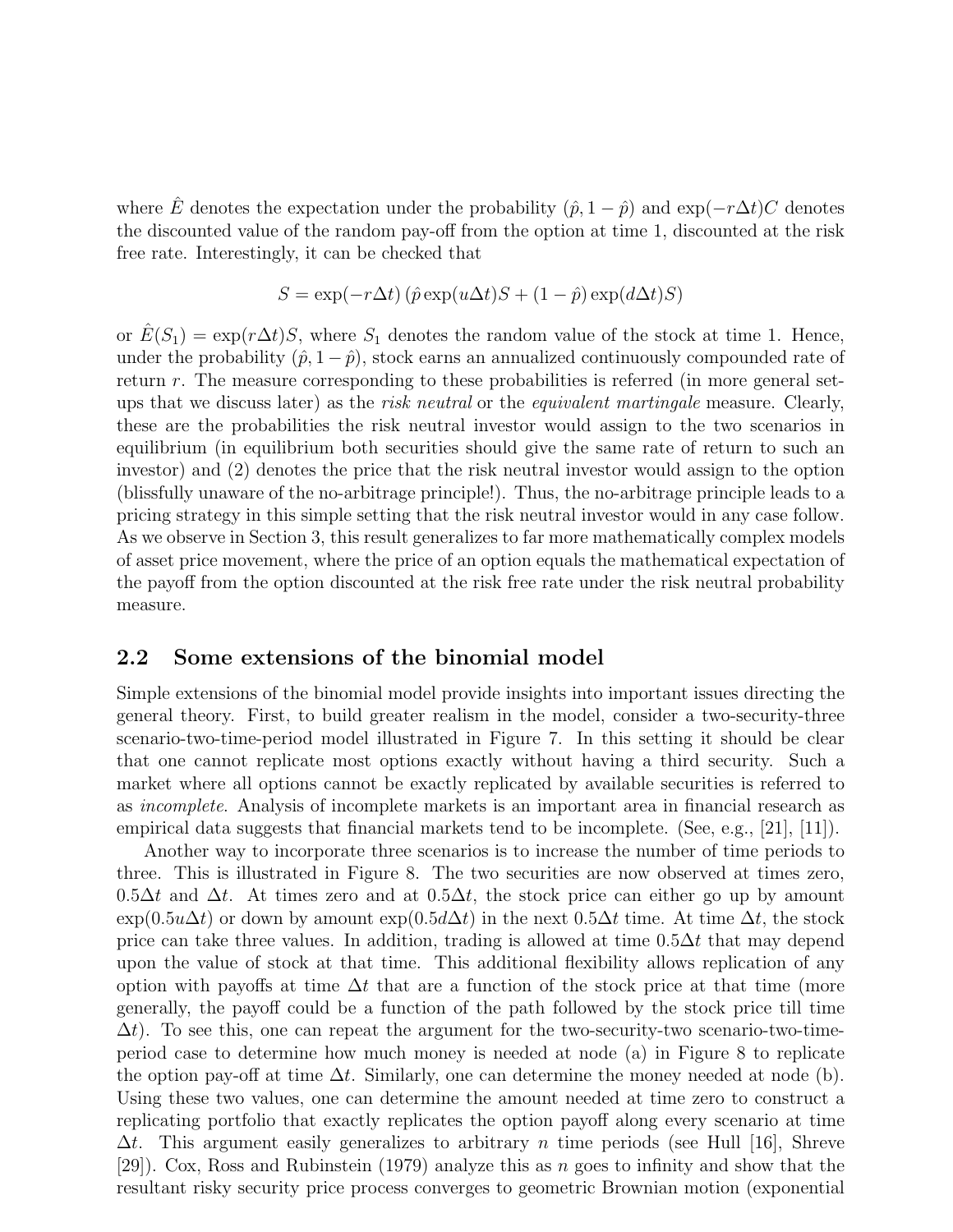where $\hat{E}$ denotes the expectation under the probability $(\hat{p}, 1-\hat{p})$ and $\exp(-r\Delta t)C$ denotes the discounted value of the random pay-off from the option at time 1, discounted at the risk free rate. Interestingly, it can be checked that

$$S = \exp(-r\Delta t)\left(\hat{p}\exp(u\Delta t)S + (1-\hat{p})\exp(d\Delta t)S\right)$$

or $\hat{E}(S_1) = \exp(r\Delta t)S$, where $S_1$ denotes the random value of the stock at time 1. Hence, under the probability $(\hat{p}, 1-\hat{p})$, stock earns an annualized continuously compounded rate of return $r$. The measure corresponding to these probabilities is referred (in more general set-ups that we discuss later) as the *risk neutral* or the *equivalent martingale* measure. Clearly, these are the probabilities the risk neutral investor would assign to the two scenarios in equilibrium (in equilibrium both securities should give the same rate of return to such an investor) and (2) denotes the price that the risk neutral investor would assign to the option (blissfully unaware of the no-arbitrage principle!). Thus, the no-arbitrage principle leads to a pricing strategy in this simple setting that the risk neutral investor would in any case follow. As we observe in Section 3, this result generalizes to far more mathematically complex models of asset price movement, where the price of an option equals the mathematical expectation of the payoff from the option discounted at the risk free rate under the risk neutral probability measure.

## 2.2 Some extensions of the binomial model

Simple extensions of the binomial model provide insights into important issues directing the general theory. First, to build greater realism in the model, consider a two-security-three scenario-two-time-period model illustrated in Figure 7. In this setting it should be clear that one cannot replicate most options exactly without having a third security. Such a market where all options cannot be exactly replicated by available securities is referred to as *incomplete*. Analysis of incomplete markets is an important area in financial research as empirical data suggests that financial markets tend to be incomplete. (See, e.g., [21], [11]).

Another way to incorporate three scenarios is to increase the number of time periods to three. This is illustrated in Figure 8. The two securities are now observed at times zero, $0.5\Delta t$ and $\Delta t$. At times zero and at $0.5\Delta t$, the stock price can either go up by amount $\exp(0.5u\Delta t)$ or down by amount $\exp(0.5d\Delta t)$ in the next $0.5\Delta t$ time. At time $\Delta t$, the stock price can take three values. In addition, trading is allowed at time $0.5\Delta t$ that may depend upon the value of stock at that time. This additional flexibility allows replication of any option with payoffs at time $\Delta t$ that are a function of the stock price at that time (more generally, the payoff could be a function of the path followed by the stock price till time $\Delta t$). To see this, one can repeat the argument for the two-security-two scenario-two-time-period case to determine how much money is needed at node (a) in Figure 8 to replicate the option pay-off at time $\Delta t$. Similarly, one can determine the money needed at node (b). Using these two values, one can determine the amount needed at time zero to construct a replicating portfolio that exactly replicates the option payoff along every scenario at time $\Delta t$. This argument easily generalizes to arbitrary $n$ time periods (see Hull [16], Shreve [29]). Cox, Ross and Rubinstein (1979) analyze this as $n$ goes to infinity and show that the resultant risky security price process converges to geometric Brownian motion (exponential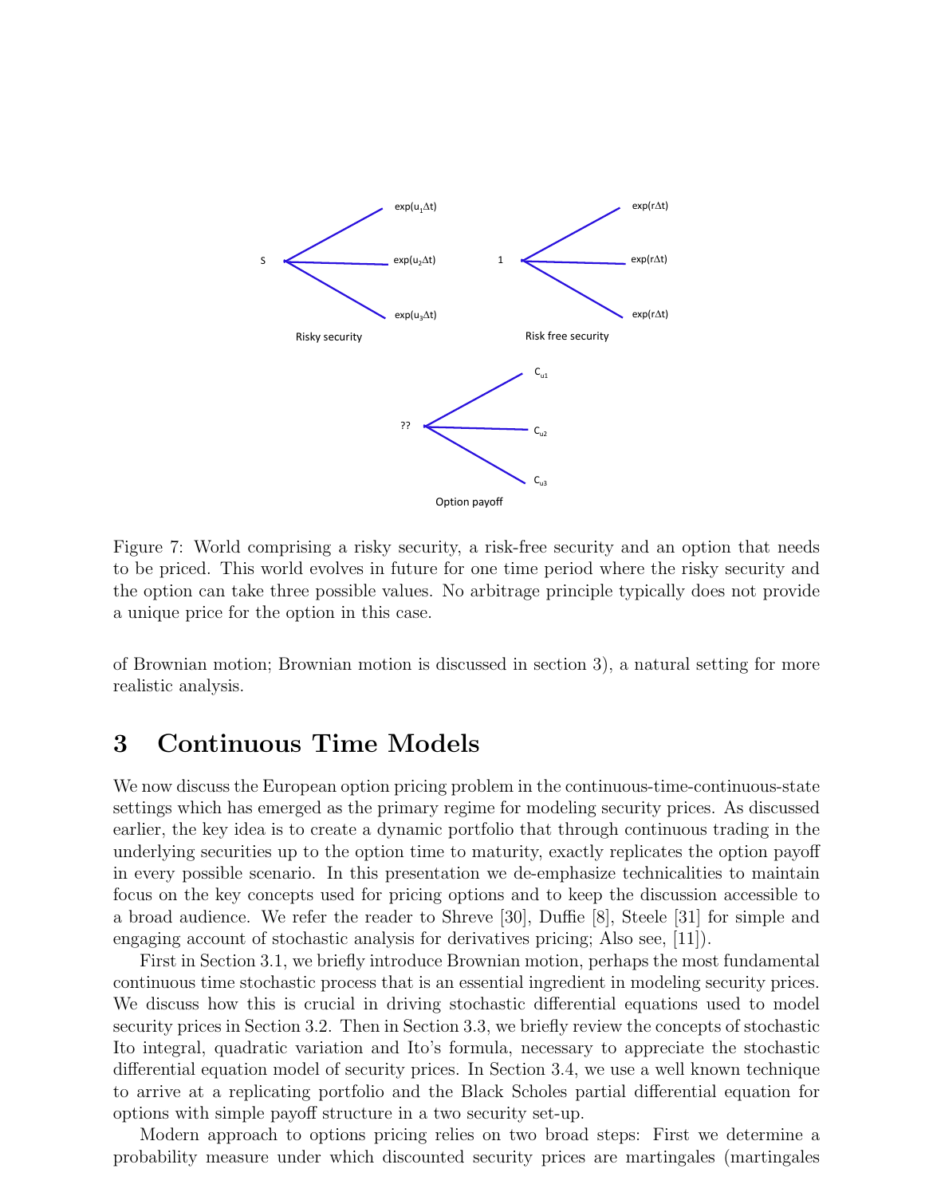Figure 7: World comprising a risky security, a risk-free security and an option that needs to be priced. This world evolves in future for one time period where the risky security and the option can take three possible values. No arbitrage principle typically does not provide a unique price for the option in this case.

of Brownian motion; Brownian motion is discussed in section 3), a natural setting for more realistic analysis.

# 3 Continuous Time Models

We now discuss the European option pricing problem in the continuous-time-continuous-state settings which has emerged as the primary regime for modeling security prices. As discussed earlier, the key idea is to create a dynamic portfolio that through continuous trading in the underlying securities up to the option time to maturity, exactly replicates the option payoff in every possible scenario. In this presentation we de-emphasize technicalities to maintain focus on the key concepts used for pricing options and to keep the discussion accessible to a broad audience. We refer the reader to Shreve [30], Duffie [8], Steele [31] for simple and engaging account of stochastic analysis for derivatives pricing; Also see, [11]).

First in Section 3.1, we briefly introduce Brownian motion, perhaps the most fundamental continuous time stochastic process that is an essential ingredient in modeling security prices. We discuss how this is crucial in driving stochastic differential equations used to model security prices in Section 3.2. Then in Section 3.3, we briefly review the concepts of stochastic Ito integral, quadratic variation and Ito's formula, necessary to appreciate the stochastic differential equation model of security prices. In Section 3.4, we use a well known technique to arrive at a replicating portfolio and the Black Scholes partial differential equation for options with simple payoff structure in a two security set-up.

Modern approach to options pricing relies on two broad steps: First we determine a probability measure under which discounted security prices are martingales (martingales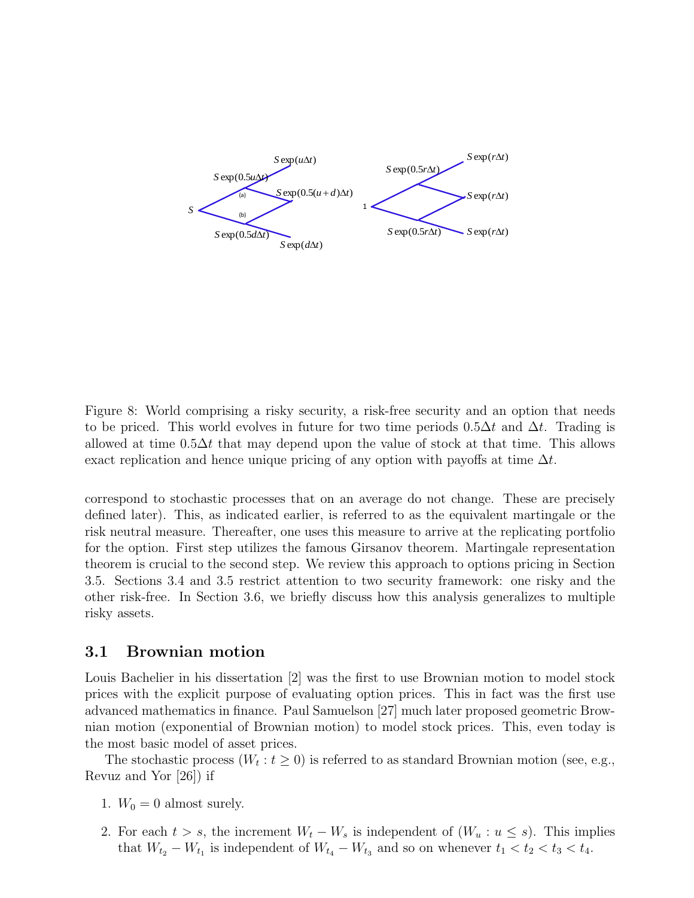Figure 8: World comprising a risky security, a risk-free security and an option that needs to be priced. This world evolves in future for two time periods $0.5\Delta t$ and $\Delta t$. Trading is allowed at time $0.5\Delta t$ that may depend upon the value of stock at that time. This allows exact replication and hence unique pricing of any option with payoffs at time $\Delta t$.

correspond to stochastic processes that on an average do not change. These are precisely defined later). This, as indicated earlier, is referred to as the equivalent martingale or the risk neutral measure. Thereafter, one uses this measure to arrive at the replicating portfolio for the option. First step utilizes the famous Girsanov theorem. Martingale representation theorem is crucial to the second step. We review this approach to options pricing in Section 3.5. Sections 3.4 and 3.5 restrict attention to two security framework: one risky and the other risk-free. In Section 3.6, we briefly discuss how this analysis generalizes to multiple risky assets.

### 3.1 Brownian motion

Louis Bachelier in his dissertation [2] was the first to use Brownian motion to model stock prices with the explicit purpose of evaluating option prices. This in fact was the first use advanced mathematics in finance. Paul Samuelson [27] much later proposed geometric Brownian motion (exponential of Brownian motion) to model stock prices. This, even today is the most basic model of asset prices.

The stochastic process $(W_t : t \geq 0)$ is referred to as standard Brownian motion (see, e.g., Revuz and Yor [26]) if

1. $W_0 = 0$ almost surely.
2. For each $t > s$, the increment $W_t - W_s$ is independent of $(W_u : u \leq s)$. This implies that $W_{t_2} - W_{t_1}$ is independent of $W_{t_4} - W_{t_3}$ and so on whenever $t_1 < t_2 < t_3 < t_4$.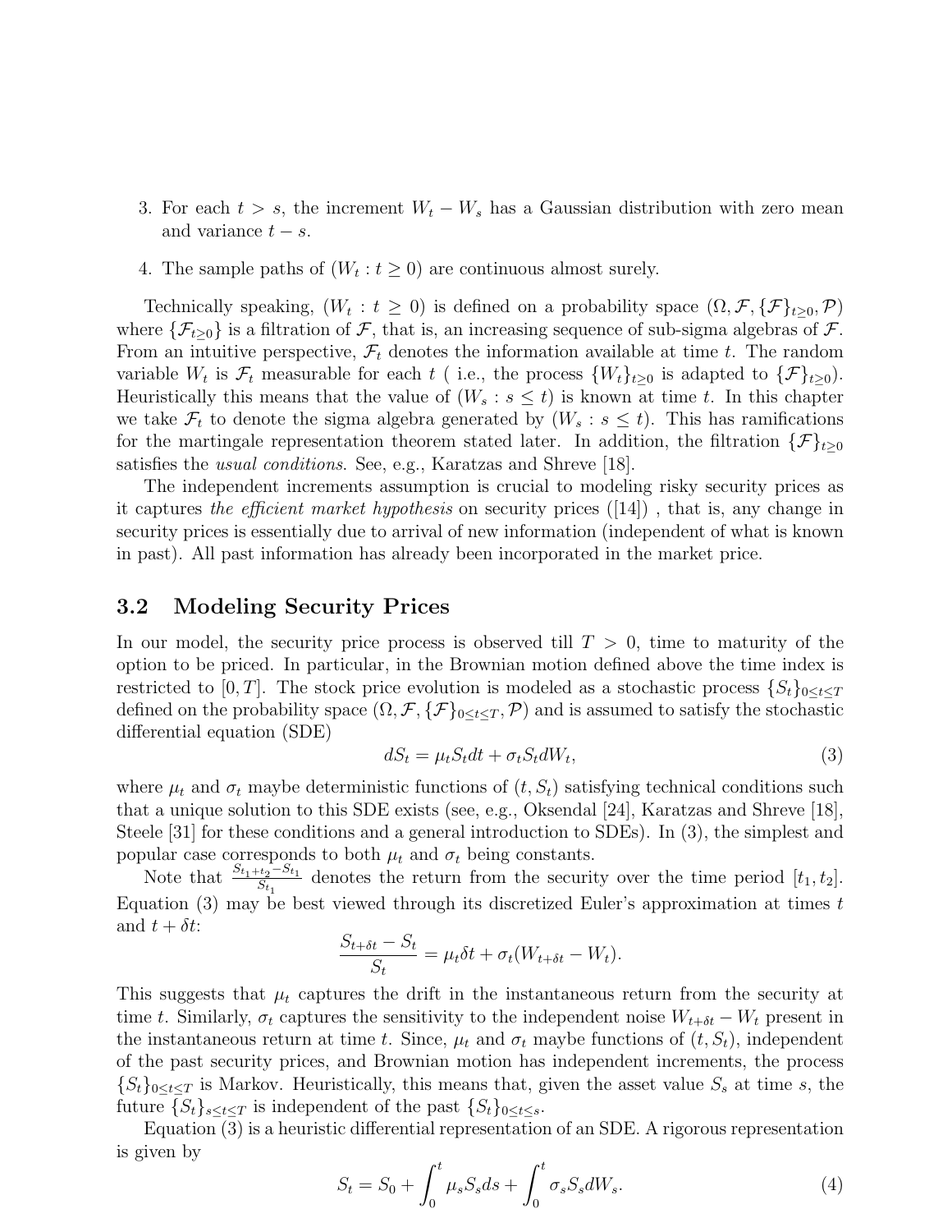3. For each $t > s$, the increment $W_t - W_s$ has a Gaussian distribution with zero mean and variance $t - s$.

4. The sample paths of $(W_t : t \geq 0)$ are continuous almost surely.

Technically speaking, $(W_t : t \geq 0)$ is defined on a probability space $(\Omega, \mathcal{F}, \{\mathcal{F}\}_{t\geq 0}, \mathcal{P})$ where $\{\mathcal{F}_{t\geq 0}\}$ is a filtration of $\mathcal{F}$, that is, an increasing sequence of sub-sigma algebras of $\mathcal{F}$. From an intuitive perspective, $\mathcal{F}_t$ denotes the information available at time $t$. The random variable $W_t$ is $\mathcal{F}_t$ measurable for each $t$ ( i.e., the process $\{W_t\}_{t\geq 0}$ is adapted to $\{\mathcal{F}\}_{t\geq 0}$). Heuristically this means that the value of $(W_s : s \leq t)$ is known at time $t$. In this chapter we take $\mathcal{F}_t$ to denote the sigma algebra generated by $(W_s : s \leq t)$. This has ramifications for the martingale representation theorem stated later. In addition, the filtration $\{\mathcal{F}\}_{t\geq 0}$ satisfies the *usual conditions*. See, e.g., Karatzas and Shreve [18].

The independent increments assumption is crucial to modeling risky security prices as it captures *the efficient market hypothesis* on security prices ([14]) , that is, any change in security prices is essentially due to arrival of new information (independent of what is known in past). All past information has already been incorporated in the market price.

## 3.2 Modeling Security Prices

In our model, the security price process is observed till $T > 0$, time to maturity of the option to be priced. In particular, in the Brownian motion defined above the time index is restricted to $[0, T]$. The stock price evolution is modeled as a stochastic process $\{S_t\}_{0\leq t\leq T}$ defined on the probability space $(\Omega, \mathcal{F}, \{\mathcal{F}\}_{0\leq t\leq T}, \mathcal{P})$ and is assumed to satisfy the stochastic differential equation (SDE)

$$dS_t = \mu_t S_t dt + \sigma_t S_t dW_t, \tag{3}$$

where $\mu_t$ and $\sigma_t$ maybe deterministic functions of $(t, S_t)$ satisfying technical conditions such that a unique solution to this SDE exists (see, e.g., Oksendal [24], Karatzas and Shreve [18], Steele [31] for these conditions and a general introduction to SDEs). In (3), the simplest and popular case corresponds to both $\mu_t$ and $\sigma_t$ being constants.

Note that $\frac{S_{t_1+t_2} - S_{t_1}}{S_{t_1}}$ denotes the return from the security over the time period $[t_1, t_2]$. Equation (3) may be best viewed through its discretized Euler's approximation at times $t$ and $t + \delta t$:

$$\frac{S_{t+\delta t} - S_t}{S_t} = \mu_t \delta t + \sigma_t (W_{t+\delta t} - W_t).$$

This suggests that $\mu_t$ captures the drift in the instantaneous return from the security at time $t$. Similarly, $\sigma_t$ captures the sensitivity to the independent noise $W_{t+\delta t} - W_t$ present in the instantaneous return at time $t$. Since, $\mu_t$ and $\sigma_t$ maybe functions of $(t, S_t)$, independent of the past security prices, and Brownian motion has independent increments, the process $\{S_t\}_{0\leq t\leq T}$ is Markov. Heuristically, this means that, given the asset value $S_s$ at time $s$, the future $\{S_t\}_{s\leq t\leq T}$ is independent of the past $\{S_t\}_{0\leq t\leq s}$.

Equation (3) is a heuristic differential representation of an SDE. A rigorous representation is given by

$$S_t = S_0 + \int_0^t \mu_s S_s ds + \int_0^t \sigma_s S_s dW_s. \tag{4}$$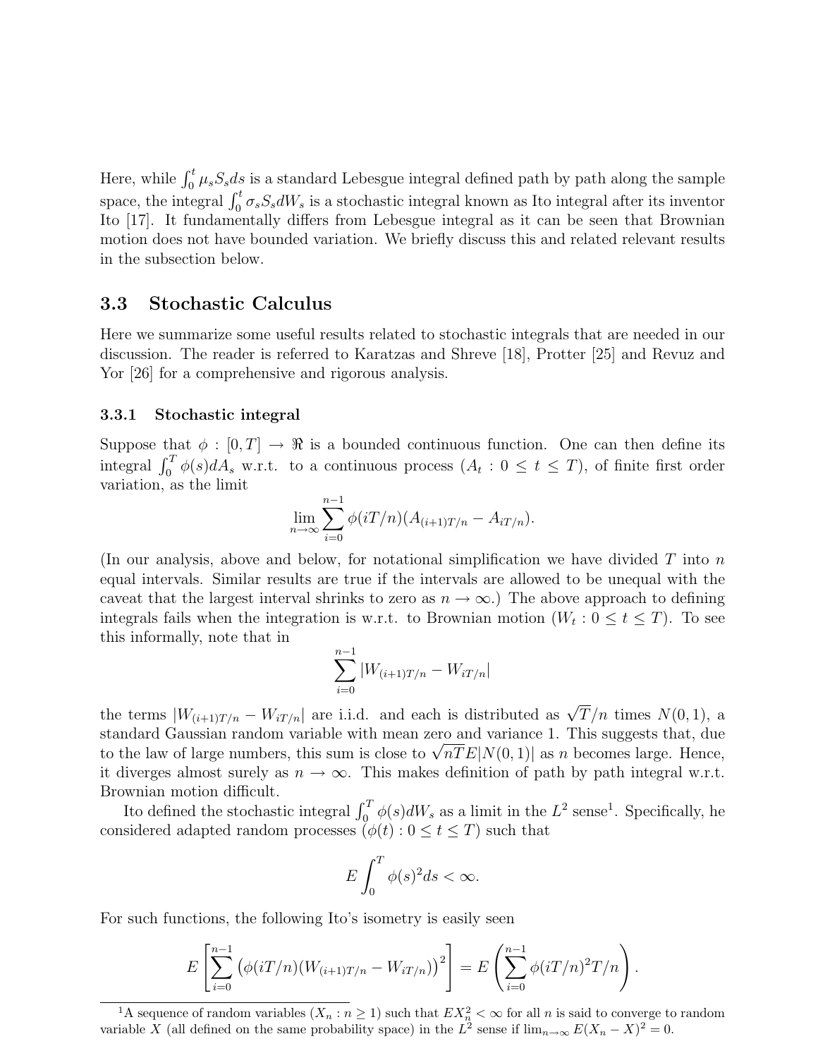Here, while $\int_0^t \mu_s S_s ds$ is a standard Lebesgue integral defined path by path along the sample space, the integral $\int_0^t \sigma_s S_s dW_s$ is a stochastic integral known as Ito integral after its inventor Ito [17]. It fundamentally differs from Lebesgue integral as it can be seen that Brownian motion does not have bounded variation. We briefly discuss this and related relevant results in the subsection below.

## 3.3 Stochastic Calculus

Here we summarize some useful results related to stochastic integrals that are needed in our discussion. The reader is referred to Karatzas and Shreve [18], Protter [25] and Revuz and Yor [26] for a comprehensive and rigorous analysis.

### 3.3.1 Stochastic integral

Suppose that $\phi : [0, T] \to \Re$ is a bounded continuous function. One can then define its integral $\int_0^T \phi(s) dA_s$ w.r.t. to a continuous process $(A_t : 0 \leq t \leq T)$, of finite first order variation, as the limit

$$\lim_{n\to\infty} \sum_{i=0}^{n-1} \phi(iT/n)(A_{(i+1)T/n} - A_{iT/n}).$$

(In our analysis, above and below, for notational simplification we have divided $T$ into $n$ equal intervals. Similar results are true if the intervals are allowed to be unequal with the caveat that the largest interval shrinks to zero as $n \to \infty$.) The above approach to defining integrals fails when the integration is w.r.t. to Brownian motion $(W_t : 0 \leq t \leq T)$. To see this informally, note that in

$$\sum_{i=0}^{n-1} |W_{(i+1)T/n} - W_{iT/n}|$$

the terms $|W_{(i+1)T/n} - W_{iT/n}|$ are i.i.d. and each is distributed as $\sqrt{T/n}$ times $N(0, 1)$, a standard Gaussian random variable with mean zero and variance 1. This suggests that, due to the law of large numbers, this sum is close to $\sqrt{nT} E|N(0, 1)|$ as $n$ becomes large. Hence, it diverges almost surely as $n \to \infty$. This makes definition of path by path integral w.r.t. Brownian motion difficult.

Ito defined the stochastic integral $\int_0^T \phi(s) dW_s$ as a limit in the $L^2$ sense[1]. Specifically, he considered adapted random processes $(\phi(t) : 0 \leq t \leq T)$ such that

$$E \int_0^T \phi(s)^2 ds < \infty.$$

For such functions, the following Ito's isometry is easily seen

$$E\left[\sum_{i=0}^{n-1} \left(\phi(iT/n)(W_{(i+1)T/n} - W_{iT/n})\right)^2\right] = E\left(\sum_{i=0}^{n-1} \phi(iT/n)^2 T/n\right).$$

[1] A sequence of random variables $(X_n : n \geq 1)$ such that $EX_n^2 < \infty$ for all $n$ is said to converge to random variable $X$ (all defined on the same probability space) in the $L^2$ sense if $\lim_{n\to\infty} E(X_n - X)^2 = 0$.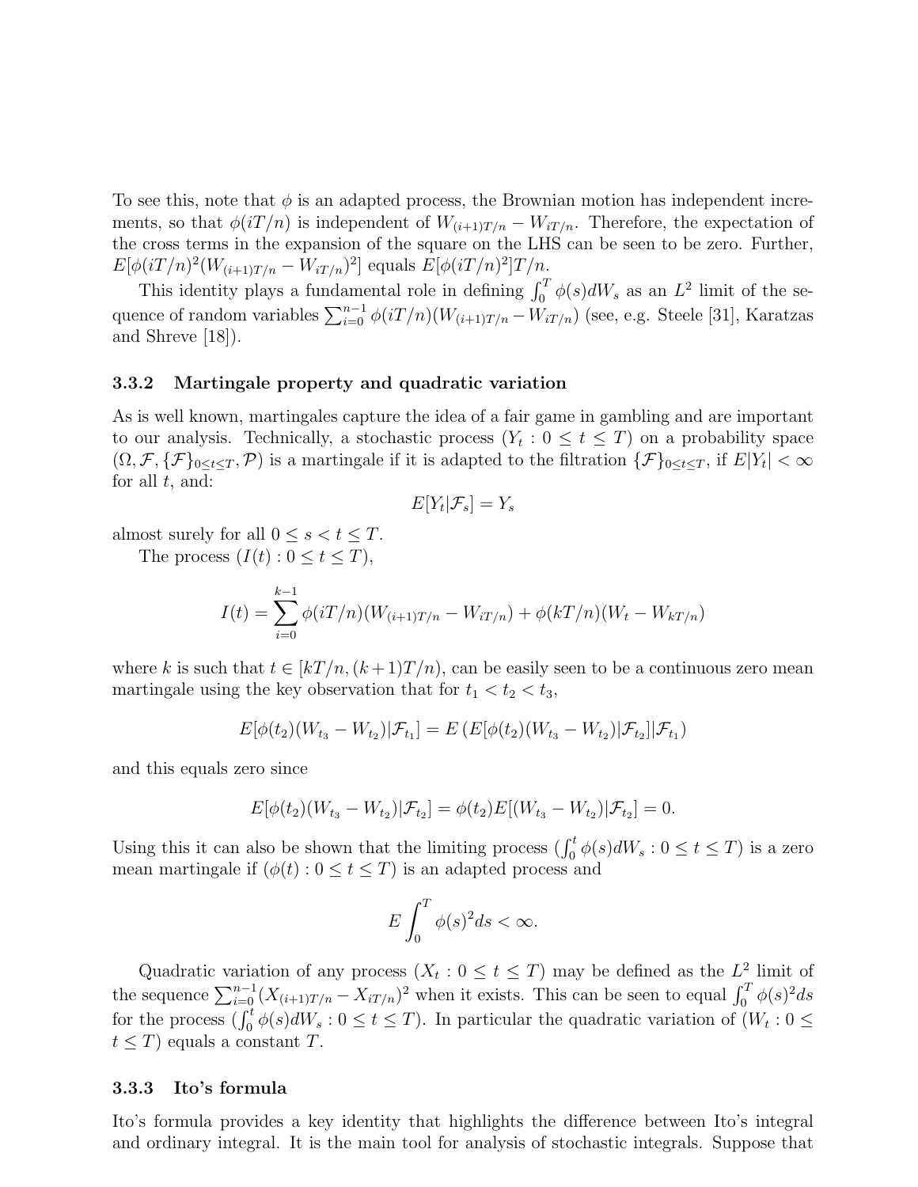To see this, note that $\phi$ is an adapted process, the Brownian motion has independent increments, so that $\phi(iT/n)$ is independent of $W_{(i+1)T/n} - W_{iT/n}$. Therefore, the expectation of the cross terms in the expansion of the square on the LHS can be seen to be zero. Further, $E[\phi(iT/n)^2(W_{(i+1)T/n} - W_{iT/n})^2]$ equals $E[\phi(iT/n)^2]T/n$.

This identity plays a fundamental role in defining $\int_0^T \phi(s)dW_s$ as an $L^2$ limit of the sequence of random variables $\sum_{i=0}^{n-1} \phi(iT/n)(W_{(i+1)T/n} - W_{iT/n})$ (see, e.g. Steele [31], Karatzas and Shreve [18]).

### 3.3.2 Martingale property and quadratic variation

As is well known, martingales capture the idea of a fair game in gambling and are important to our analysis. Technically, a stochastic process $(Y_t : 0 \le t \le T)$ on a probability space $(\Omega, \mathcal{F}, \{\mathcal{F}\}_{0\le t\le T}, \mathcal{P})$ is a martingale if it is adapted to the filtration $\{\mathcal{F}\}_{0\le t\le T}$, if $E|Y_t| < \infty$ for all $t$, and:

$$E[Y_t|\mathcal{F}_s] = Y_s$$

almost surely for all $0 \le s < t \le T$.

The process $(I(t) : 0 \le t \le T)$,

$$I(t) = \sum_{i=0}^{k-1} \phi(iT/n)(W_{(i+1)T/n} - W_{iT/n}) + \phi(kT/n)(W_t - W_{kT/n})$$

where $k$ is such that $t \in [kT/n, (k+1)T/n)$, can be easily seen to be a continuous zero mean martingale using the key observation that for $t_1 < t_2 < t_3$,

$$E[\phi(t_2)(W_{t_3} - W_{t_2})|\mathcal{F}_{t_1}] = E\left(E[\phi(t_2)(W_{t_3} - W_{t_2})|\mathcal{F}_{t_2}]|\mathcal{F}_{t_1}\right)$$

and this equals zero since

$$E[\phi(t_2)(W_{t_3} - W_{t_2})|\mathcal{F}_{t_2}] = \phi(t_2)E[(W_{t_3} - W_{t_2})|\mathcal{F}_{t_2}] = 0.$$

Using this it can also be shown that the limiting process $(\int_0^t \phi(s)dW_s : 0 \le t \le T)$ is a zero mean martingale if $(\phi(t) : 0 \le t \le T)$ is an adapted process and

$$E\int_0^T \phi(s)^2 ds < \infty.$$

Quadratic variation of any process $(X_t : 0 \le t \le T)$ may be defined as the $L^2$ limit of the sequence $\sum_{i=0}^{n-1}(X_{(i+1)T/n} - X_{iT/n})^2$ when it exists. This can be seen to equal $\int_0^T \phi(s)^2 ds$ for the process $(\int_0^t \phi(s)dW_s : 0 \le t \le T)$. In particular the quadratic variation of $(W_t : 0 \le t \le T)$ equals a constant $T$.

### 3.3.3 Ito's formula

Ito's formula provides a key identity that highlights the difference between Ito's integral and ordinary integral. It is the main tool for analysis of stochastic integrals. Suppose that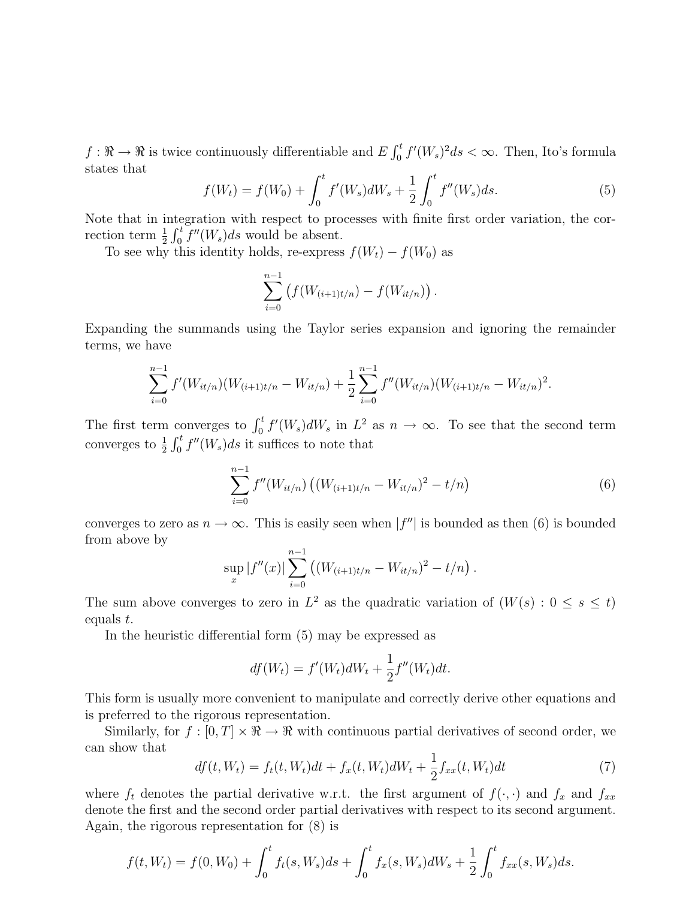$f : \Re \to \Re$ is twice continuously differentiable and $E \int_0^t f'(W_s)^2 ds < \infty$. Then, Ito's formula states that

$$f(W_t) = f(W_0) + \int_0^t f'(W_s) dW_s + \frac{1}{2} \int_0^t f''(W_s) ds. \tag{5}$$

Note that in integration with respect to processes with finite first order variation, the correction term $\frac{1}{2} \int_0^t f''(W_s) ds$ would be absent.

To see why this identity holds, re-express $f(W_t) - f(W_0)$ as

$$\sum_{i=0}^{n-1} \left( f(W_{(i+1)t/n}) - f(W_{it/n}) \right).$$

Expanding the summands using the Taylor series expansion and ignoring the remainder terms, we have

$$\sum_{i=0}^{n-1} f'(W_{it/n})(W_{(i+1)t/n} - W_{it/n}) + \frac{1}{2} \sum_{i=0}^{n-1} f''(W_{it/n})(W_{(i+1)t/n} - W_{it/n})^2.$$

The first term converges to $\int_0^t f'(W_s) dW_s$ in $L^2$ as $n \to \infty$. To see that the second term converges to $\frac{1}{2} \int_0^t f''(W_s) ds$ it suffices to note that

$$\sum_{i=0}^{n-1} f''(W_{it/n}) \left( (W_{(i+1)t/n} - W_{it/n})^2 - t/n \right) \tag{6}$$

converges to zero as $n \to \infty$. This is easily seen when $|f''|$ is bounded as then (6) is bounded from above by

$$\sup_x |f''(x)| \sum_{i=0}^{n-1} \left( (W_{(i+1)t/n} - W_{it/n})^2 - t/n \right).$$

The sum above converges to zero in $L^2$ as the quadratic variation of $(W(s) : 0 \le s \le t)$ equals $t$.

In the heuristic differential form (5) may be expressed as

$$df(W_t) = f'(W_t) dW_t + \frac{1}{2} f''(W_t) dt.$$

This form is usually more convenient to manipulate and correctly derive other equations and is preferred to the rigorous representation.

Similarly, for $f : [0, T] \times \Re \to \Re$ with continuous partial derivatives of second order, we can show that

$$df(t, W_t) = f_t(t, W_t) dt + f_x(t, W_t) dW_t + \frac{1}{2} f_{xx}(t, W_t) dt \tag{7}$$

where $f_t$ denotes the partial derivative w.r.t. the first argument of $f(\cdot, \cdot)$ and $f_x$ and $f_{xx}$ denote the first and the second order partial derivatives with respect to its second argument. Again, the rigorous representation for (8) is

$$f(t, W_t) = f(0, W_0) + \int_0^t f_t(s, W_s) ds + \int_0^t f_x(s, W_s) dW_s + \frac{1}{2} \int_0^t f_{xx}(s, W_s) ds.$$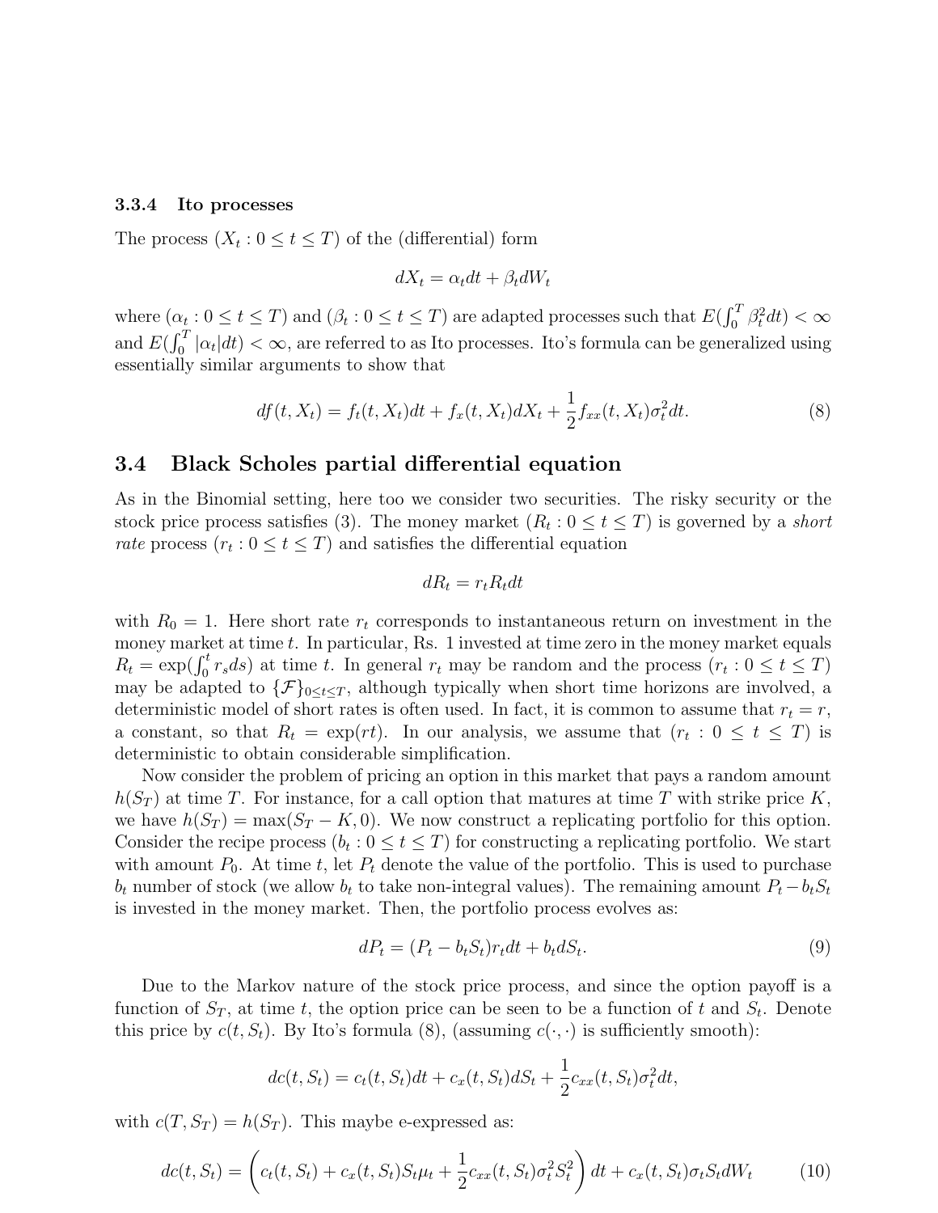### 3.3.4 Ito processes

The process $(X_t : 0 \leq t \leq T)$ of the (differential) form

$$dX_t = \alpha_t dt + \beta_t dW_t$$

where $(\alpha_t : 0 \leq t \leq T)$ and $(\beta_t : 0 \leq t \leq T)$ are adapted processes such that $E(\int_0^T \beta_t^2 dt) < \infty$ and $E(\int_0^T |\alpha_t| dt) < \infty$, are referred to as Ito processes. Ito's formula can be generalized using essentially similar arguments to show that

$$df(t, X_t) = f_t(t, X_t)dt + f_x(t, X_t)dX_t + \frac{1}{2} f_{xx}(t, X_t)\sigma_t^2 dt. \tag{8}$$

## 3.4 Black Scholes partial differential equation

As in the Binomial setting, here too we consider two securities. The risky security or the stock price process satisfies (3). The money market $(R_t : 0 \leq t \leq T)$ is governed by a *short rate* process $(r_t : 0 \leq t \leq T)$ and satisfies the differential equation

$$dR_t = r_t R_t dt$$

with $R_0 = 1$. Here short rate $r_t$ corresponds to instantaneous return on investment in the money market at time $t$. In particular, Rs. 1 invested at time zero in the money market equals $R_t = \exp(\int_0^t r_s ds)$ at time $t$. In general $r_t$ may be random and the process $(r_t : 0 \leq t \leq T)$ may be adapted to $\{\mathcal{F}\}_{0 \leq t \leq T}$, although typically when short time horizons are involved, a deterministic model of short rates is often used. In fact, it is common to assume that $r_t = r$, a constant, so that $R_t = \exp(rt)$. In our analysis, we assume that $(r_t : 0 \leq t \leq T)$ is deterministic to obtain considerable simplification.

Now consider the problem of pricing an option in this market that pays a random amount $h(S_T)$ at time $T$. For instance, for a call option that matures at time $T$ with strike price $K$, we have $h(S_T) = \max(S_T - K, 0)$. We now construct a replicating portfolio for this option. Consider the recipe process $(b_t : 0 \leq t \leq T)$ for constructing a replicating portfolio. We start with amount $P_0$. At time $t$, let $P_t$ denote the value of the portfolio. This is used to purchase $b_t$ number of stock (we allow $b_t$ to take non-integral values). The remaining amount $P_t - b_t S_t$ is invested in the money market. Then, the portfolio process evolves as:

$$dP_t = (P_t - b_t S_t) r_t dt + b_t dS_t. \tag{9}$$

Due to the Markov nature of the stock price process, and since the option payoff is a function of $S_T$, at time $t$, the option price can be seen to be a function of $t$ and $S_t$. Denote this price by $c(t, S_t)$. By Ito's formula (8), (assuming $c(\cdot, \cdot)$ is sufficiently smooth):

$$dc(t, S_t) = c_t(t, S_t)dt + c_x(t, S_t)dS_t + \frac{1}{2} c_{xx}(t, S_t)\sigma_t^2 dt,$$

with $c(T, S_T) = h(S_T)$. This maybe e-expressed as:

$$dc(t, S_t) = \left( c_t(t, S_t) + c_x(t, S_t) S_t \mu_t + \frac{1}{2} c_{xx}(t, S_t) \sigma_t^2 S_t^2 \right) dt + c_x(t, S_t) \sigma_t S_t dW_t \tag{10}$$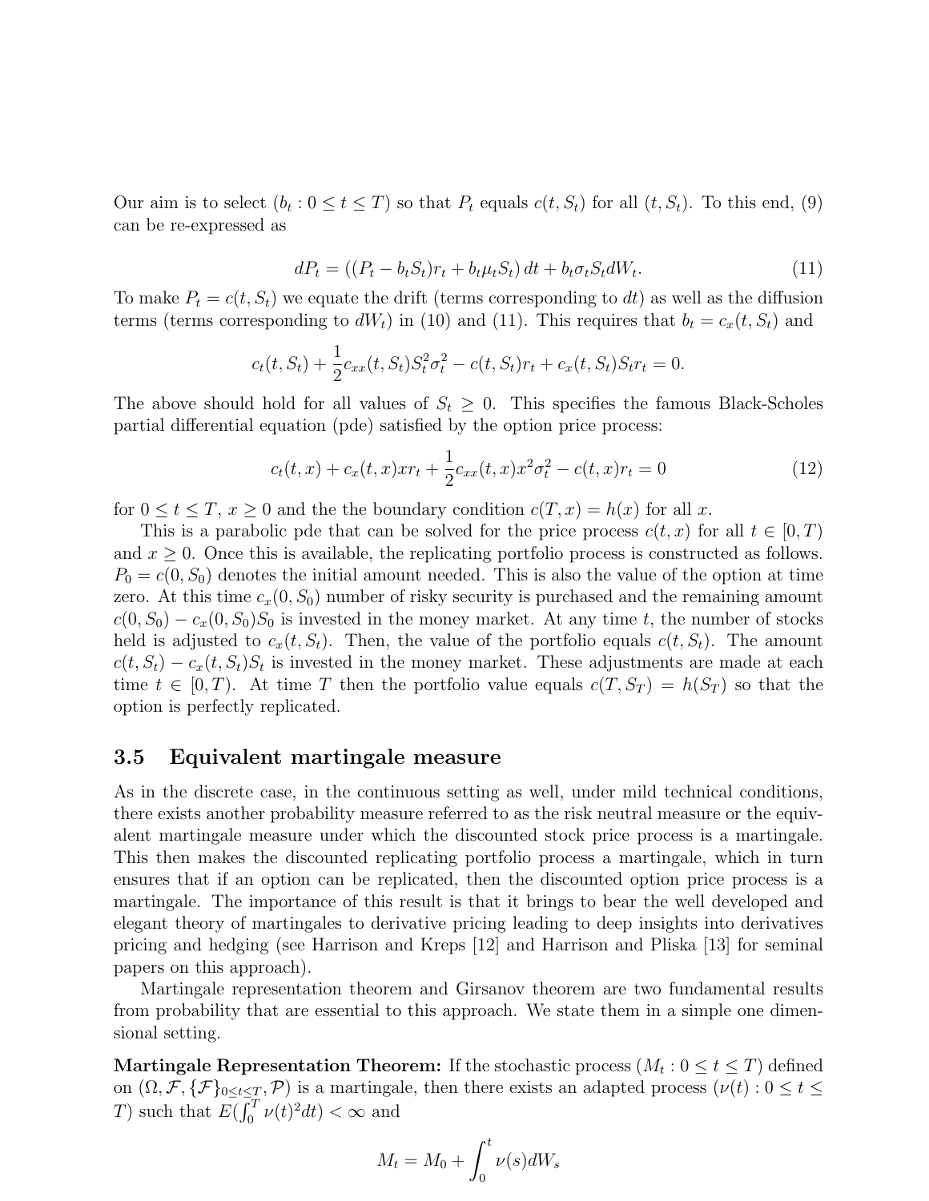Our aim is to select $(b_t : 0 \leq t \leq T)$ so that $P_t$ equals $c(t, S_t)$ for all $(t, S_t)$. To this end, (9) can be re-expressed as

$$dP_t = ((P_t - b_t S_t) r_t + b_t \mu_t S_t)\, dt + b_t \sigma_t S_t dW_t. \tag{11}$$

To make $P_t = c(t, S_t)$ we equate the drift (terms corresponding to $dt$) as well as the diffusion terms (terms corresponding to $dW_t$) in (10) and (11). This requires that $b_t = c_x(t, S_t)$ and

$$c_t(t, S_t) + \frac{1}{2} c_{xx}(t, S_t) S_t^2 \sigma_t^2 - c(t, S_t) r_t + c_x(t, S_t) S_t r_t = 0.$$

The above should hold for all values of $S_t \geq 0$. This specifies the famous Black-Scholes partial differential equation (pde) satisfied by the option price process:

$$c_t(t, x) + c_x(t, x) x r_t + \frac{1}{2} c_{xx}(t, x) x^2 \sigma_t^2 - c(t, x) r_t = 0 \tag{12}$$

for $0 \leq t \leq T$, $x \geq 0$ and the the boundary condition $c(T, x) = h(x)$ for all $x$.

This is a parabolic pde that can be solved for the price process $c(t, x)$ for all $t \in [0, T)$ and $x \geq 0$. Once this is available, the replicating portfolio process is constructed as follows. $P_0 = c(0, S_0)$ denotes the initial amount needed. This is also the value of the option at time zero. At this time $c_x(0, S_0)$ number of risky security is purchased and the remaining amount $c(0, S_0) - c_x(0, S_0) S_0$ is invested in the money market. At any time $t$, the number of stocks held is adjusted to $c_x(t, S_t)$. Then, the value of the portfolio equals $c(t, S_t)$. The amount $c(t, S_t) - c_x(t, S_t) S_t$ is invested in the money market. These adjustments are made at each time $t \in [0, T)$. At time $T$ then the portfolio value equals $c(T, S_T) = h(S_T)$ so that the option is perfectly replicated.

### 3.5 Equivalent martingale measure

As in the discrete case, in the continuous setting as well, under mild technical conditions, there exists another probability measure referred to as the risk neutral measure or the equivalent martingale measure under which the discounted stock price process is a martingale. This then makes the discounted replicating portfolio process a martingale, which in turn ensures that if an option can be replicated, then the discounted option price process is a martingale. The importance of this result is that it brings to bear the well developed and elegant theory of martingales to derivative pricing leading to deep insights into derivatives pricing and hedging (see Harrison and Kreps [12] and Harrison and Pliska [13] for seminal papers on this approach).

Martingale representation theorem and Girsanov theorem are two fundamental results from probability that are essential to this approach. We state them in a simple one dimensional setting.

**Martingale Representation Theorem:** If the stochastic process $(M_t : 0 \leq t \leq T)$ defined on $(\Omega, \mathcal{F}, \{\mathcal{F}\}_{0 \leq t \leq T}, \mathcal{P})$ is a martingale, then there exists an adapted process $(\nu(t) : 0 \leq t \leq T)$ such that $E(\int_0^T \nu(t)^2 dt) < \infty$ and

$$M_t = M_0 + \int_0^t \nu(s) dW_s$$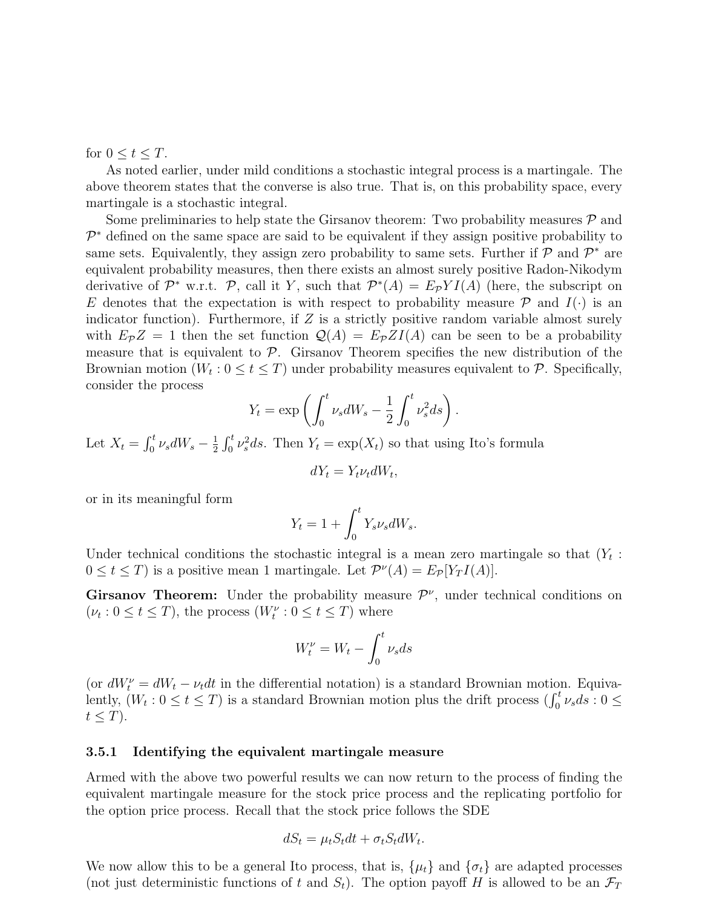for $0 \leq t \leq T$.

As noted earlier, under mild conditions a stochastic integral process is a martingale. The above theorem states that the converse is also true. That is, on this probability space, every martingale is a stochastic integral.

Some preliminaries to help state the Girsanov theorem: Two probability measures $\mathcal{P}$ and $\mathcal{P}^*$ defined on the same space are said to be equivalent if they assign positive probability to same sets. Equivalently, they assign zero probability to same sets. Further if $\mathcal{P}$ and $\mathcal{P}^*$ are equivalent probability measures, then there exists an almost surely positive Radon-Nikodym derivative of $\mathcal{P}^*$ w.r.t. $\mathcal{P}$, call it $Y$, such that $\mathcal{P}^*(A) = E_{\mathcal{P}} Y I(A)$ (here, the subscript on $E$ denotes that the expectation is with respect to probability measure $\mathcal{P}$ and $I(\cdot)$ is an indicator function). Furthermore, if $Z$ is a strictly positive random variable almost surely with $E_{\mathcal{P}} Z = 1$ then the set function $\mathcal{Q}(A) = E_{\mathcal{P}} Z I(A)$ can be seen to be a probability measure that is equivalent to $\mathcal{P}$. Girsanov Theorem specifies the new distribution of the Brownian motion $(W_t : 0 \leq t \leq T)$ under probability measures equivalent to $\mathcal{P}$. Specifically, consider the process

$$Y_t = \exp\left(\int_0^t \nu_s dW_s - \frac{1}{2}\int_0^t \nu_s^2 ds\right).$$

Let $X_t = \int_0^t \nu_s dW_s - \frac{1}{2}\int_0^t \nu_s^2 ds$. Then $Y_t = \exp(X_t)$ so that using Ito's formula

$$dY_t = Y_t \nu_t dW_t,$$

or in its meaningful form

$$Y_t = 1 + \int_0^t Y_s \nu_s dW_s.$$

Under technical conditions the stochastic integral is a mean zero martingale so that $(Y_t : 0 \leq t \leq T)$ is a positive mean 1 martingale. Let $\mathcal{P}^\nu(A) = E_{\mathcal{P}}[Y_T I(A)]$.

**Girsanov Theorem:** Under the probability measure $\mathcal{P}^\nu$, under technical conditions on $(\nu_t : 0 \leq t \leq T)$, the process $(W_t^\nu : 0 \leq t \leq T)$ where

$$W_t^\nu = W_t - \int_0^t \nu_s ds$$

(or $dW_t^\nu = dW_t - \nu_t dt$ in the differential notation) is a standard Brownian motion. Equivalently, $(W_t : 0 \leq t \leq T)$ is a standard Brownian motion plus the drift process $(\int_0^t \nu_s ds : 0 \leq t \leq T)$.

### 3.5.1 Identifying the equivalent martingale measure

Armed with the above two powerful results we can now return to the process of finding the equivalent martingale measure for the stock price process and the replicating portfolio for the option price process. Recall that the stock price follows the SDE

$$dS_t = \mu_t S_t dt + \sigma_t S_t dW_t.$$

We now allow this to be a general Ito process, that is, $\{\mu_t\}$ and $\{\sigma_t\}$ are adapted processes (not just deterministic functions of $t$ and $S_t$). The option payoff $H$ is allowed to be an $\mathcal{F}_T$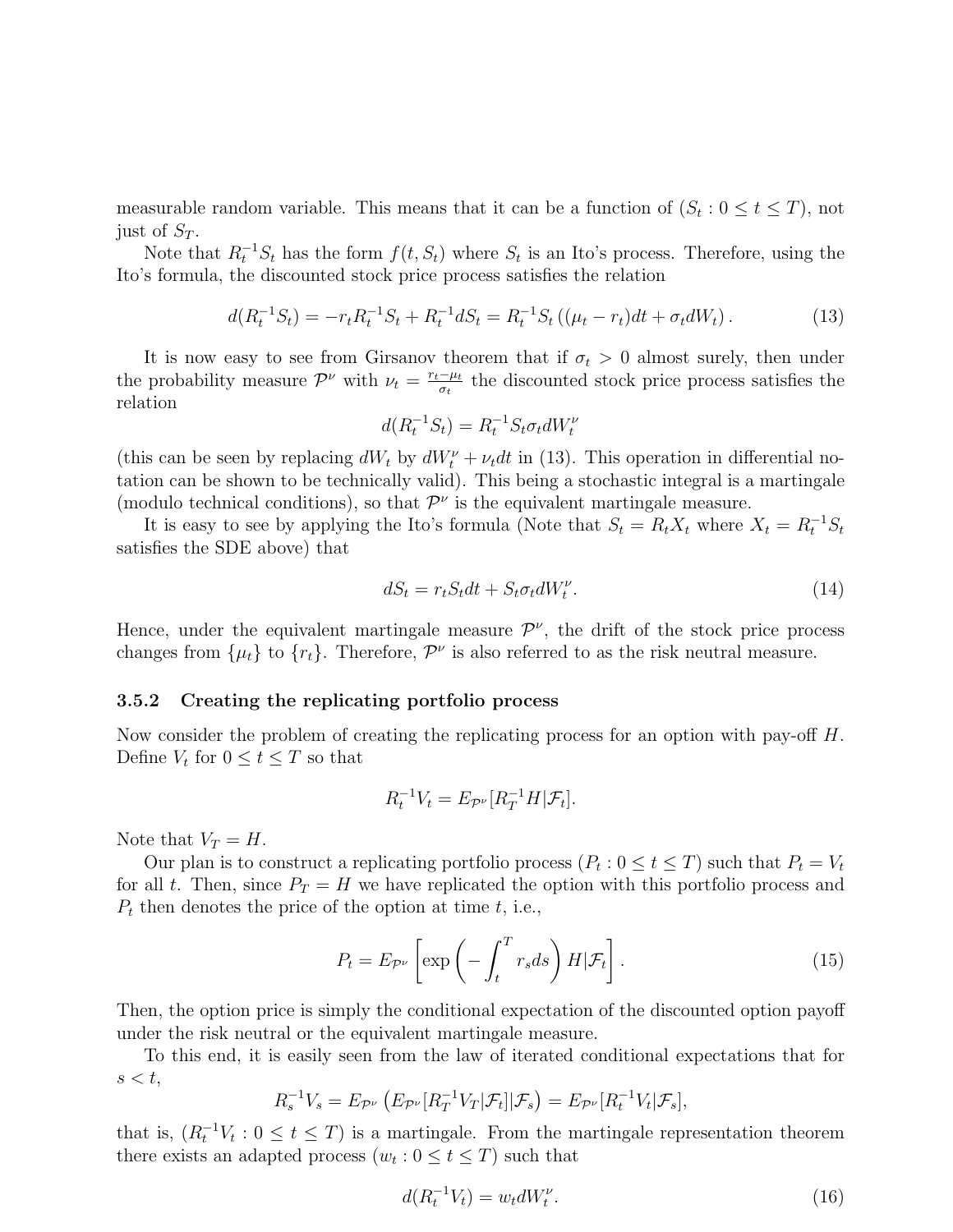measurable random variable. This means that it can be a function of $(S_t : 0 \leq t \leq T)$, not just of $S_T$.

Note that $R_t^{-1} S_t$ has the form $f(t, S_t)$ where $S_t$ is an Ito's process. Therefore, using the Ito's formula, the discounted stock price process satisfies the relation

$$d(R_t^{-1} S_t) = -r_t R_t^{-1} S_t + R_t^{-1} dS_t = R_t^{-1} S_t \left( (\mu_t - r_t) dt + \sigma_t dW_t \right). \tag{13}$$

It is now easy to see from Girsanov theorem that if $\sigma_t > 0$ almost surely, then under the probability measure $\mathcal{P}^\nu$ with $\nu_t = \frac{r_t - \mu_t}{\sigma_t}$ the discounted stock price process satisfies the relation

$$d(R_t^{-1} S_t) = R_t^{-1} S_t \sigma_t dW_t^\nu$$

(this can be seen by replacing $dW_t$ by $dW_t^\nu + \nu_t dt$ in (13). This operation in differential notation can be shown to be technically valid). This being a stochastic integral is a martingale (modulo technical conditions), so that $\mathcal{P}^\nu$ is the equivalent martingale measure.

It is easy to see by applying the Ito's formula (Note that $S_t = R_t X_t$ where $X_t = R_t^{-1} S_t$ satisfies the SDE above) that

$$dS_t = r_t S_t dt + S_t \sigma_t dW_t^\nu. \tag{14}$$

Hence, under the equivalent martingale measure $\mathcal{P}^\nu$, the drift of the stock price process changes from $\{\mu_t\}$ to $\{r_t\}$. Therefore, $\mathcal{P}^\nu$ is also referred to as the risk neutral measure.

### 3.5.2 Creating the replicating portfolio process

Now consider the problem of creating the replicating process for an option with pay-off $H$. Define $V_t$ for $0 \leq t \leq T$ so that

$$R_t^{-1} V_t = E_{\mathcal{P}^\nu}[R_T^{-1} H | \mathcal{F}_t].$$

Note that $V_T = H$.

Our plan is to construct a replicating portfolio process $(P_t : 0 \leq t \leq T)$ such that $P_t = V_t$ for all $t$. Then, since $P_T = H$ we have replicated the option with this portfolio process and $P_t$ then denotes the price of the option at time $t$, i.e.,

$$P_t = E_{\mathcal{P}^\nu}\left[ \exp\left( -\int_t^T r_s ds \right) H | \mathcal{F}_t \right]. \tag{15}$$

Then, the option price is simply the conditional expectation of the discounted option payoff under the risk neutral or the equivalent martingale measure.

To this end, it is easily seen from the law of iterated conditional expectations that for $s < t$,

$$R_s^{-1} V_s = E_{\mathcal{P}^\nu}\left( E_{\mathcal{P}^\nu}[R_T^{-1} V_T | \mathcal{F}_t] | \mathcal{F}_s \right) = E_{\mathcal{P}^\nu}[R_t^{-1} V_t | \mathcal{F}_s],$$

that is, $(R_t^{-1} V_t : 0 \leq t \leq T)$ is a martingale. From the martingale representation theorem there exists an adapted process $(w_t : 0 \leq t \leq T)$ such that

$$d(R_t^{-1} V_t) = w_t dW_t^\nu. \tag{16}$$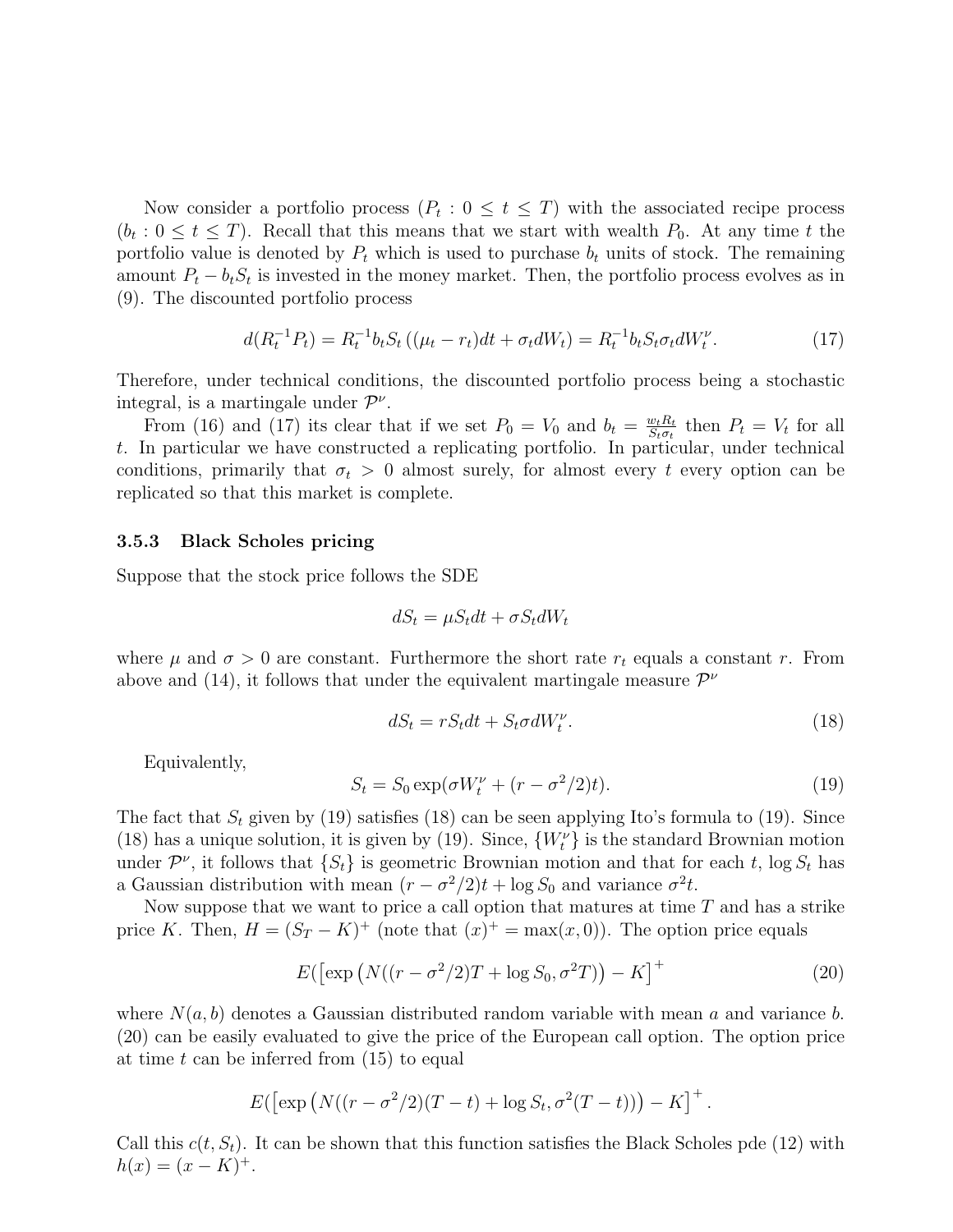Now consider a portfolio process $(P_t : 0 \leq t \leq T)$ with the associated recipe process $(b_t : 0 \leq t \leq T)$. Recall that this means that we start with wealth $P_0$. At any time $t$ the portfolio value is denoted by $P_t$ which is used to purchase $b_t$ units of stock. The remaining amount $P_t - b_t S_t$ is invested in the money market. Then, the portfolio process evolves as in (9). The discounted portfolio process

$$d(R_t^{-1} P_t) = R_t^{-1} b_t S_t \left( (\mu_t - r_t) dt + \sigma_t dW_t \right) = R_t^{-1} b_t S_t \sigma_t dW_t^{\nu}. \tag{17}$$

Therefore, under technical conditions, the discounted portfolio process being a stochastic integral, is a martingale under $\mathcal{P}^{\nu}$.

From (16) and (17) its clear that if we set $P_0 = V_0$ and $b_t = \frac{w_t R_t}{S_t \sigma_t}$ then $P_t = V_t$ for all $t$. In particular we have constructed a replicating portfolio. In particular, under technical conditions, primarily that $\sigma_t > 0$ almost surely, for almost every $t$ every option can be replicated so that this market is complete.

### 3.5.3 Black Scholes pricing

Suppose that the stock price follows the SDE

$$dS_t = \mu S_t dt + \sigma S_t dW_t$$

where $\mu$ and $\sigma > 0$ are constant. Furthermore the short rate $r_t$ equals a constant $r$. From above and (14), it follows that under the equivalent martingale measure $\mathcal{P}^{\nu}$

$$dS_t = r S_t dt + S_t \sigma dW_t^{\nu}. \tag{18}$$

Equivalently,

$$S_t = S_0 \exp(\sigma W_t^{\nu} + (r - \sigma^2/2)t). \tag{19}$$

The fact that $S_t$ given by (19) satisfies (18) can be seen applying Ito's formula to (19). Since (18) has a unique solution, it is given by (19). Since, $\{W_t^{\nu}\}$ is the standard Brownian motion under $\mathcal{P}^{\nu}$, it follows that $\{S_t\}$ is geometric Brownian motion and that for each $t$, $\log S_t$ has a Gaussian distribution with mean $(r - \sigma^2/2)t + \log S_0$ and variance $\sigma^2 t$.

Now suppose that we want to price a call option that matures at time $T$ and has a strike price $K$. Then, $H = (S_T - K)^+$ (note that $(x)^+ = \max(x, 0)$). The option price equals

$$E(\left[\exp\left(N((r - \sigma^2/2)T + \log S_0, \sigma^2 T)\right) - K\right]^+ \tag{20}$$

where $N(a, b)$ denotes a Gaussian distributed random variable with mean $a$ and variance $b$. (20) can be easily evaluated to give the price of the European call option. The option price at time $t$ can be inferred from (15) to equal

$$E(\left[\exp\left(N((r - \sigma^2/2)(T - t) + \log S_t, \sigma^2 (T - t))\right) - K\right]^+.$$

Call this $c(t, S_t)$. It can be shown that this function satisfies the Black Scholes pde (12) with $h(x) = (x - K)^+$.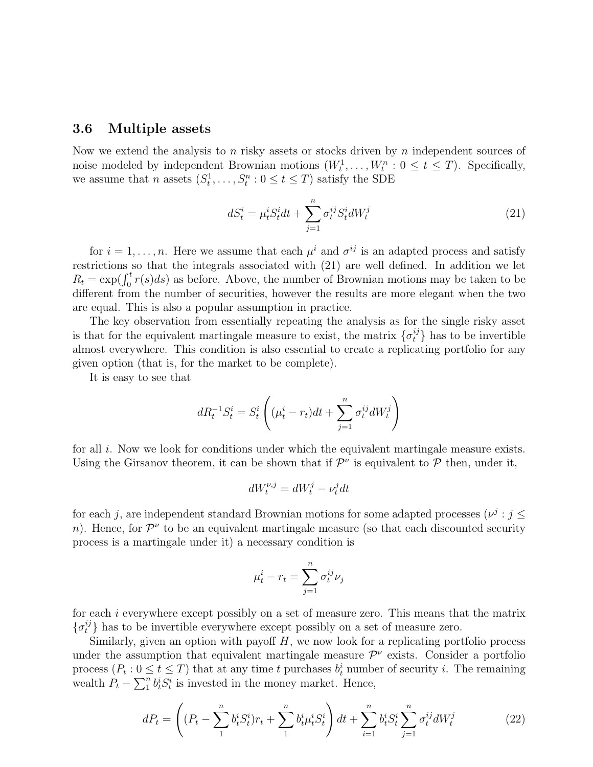### 3.6 Multiple assets

Now we extend the analysis to $n$ risky assets or stocks driven by $n$ independent sources of noise modeled by independent Brownian motions $(W_t^1, \ldots, W_t^n : 0 \leq t \leq T)$. Specifically, we assume that $n$ assets $(S_t^1, \ldots, S_t^n : 0 \leq t \leq T)$ satisfy the SDE

$$dS_t^i = \mu_t^i S_t^i dt + \sum_{j=1}^{n} \sigma_t^{ij} S_t^i dW_t^j \tag{21}$$

for $i = 1, \ldots, n$. Here we assume that each $\mu^i$ and $\sigma^{ij}$ is an adapted process and satisfy restrictions so that the integrals associated with (21) are well defined. In addition we let $R_t = \exp(\int_0^t r(s)ds)$ as before. Above, the number of Brownian motions may be taken to be different from the number of securities, however the results are more elegant when the two are equal. This is also a popular assumption in practice.

The key observation from essentially repeating the analysis as for the single risky asset is that for the equivalent martingale measure to exist, the matrix $\{\sigma_t^{ij}\}$ has to be invertible almost everywhere. This condition is also essential to create a replicating portfolio for any given option (that is, for the market to be complete).

It is easy to see that

$$dR_t^{-1} S_t^i = S_t^i \left( (\mu_t^i - r_t)dt + \sum_{j=1}^{n} \sigma_t^{ij} dW_t^j \right)$$

for all $i$. Now we look for conditions under which the equivalent martingale measure exists. Using the Girsanov theorem, it can be shown that if $\mathcal{P}^\nu$ is equivalent to $\mathcal{P}$ then, under it,

$$dW_t^{\nu,j} = dW_t^j - \nu_t^j dt$$

for each $j$, are independent standard Brownian motions for some adapted processes $(\nu^j : j \leq n)$. Hence, for $\mathcal{P}^\nu$ to be an equivalent martingale measure (so that each discounted security process is a martingale under it) a necessary condition is

$$\mu_t^i - r_t = \sum_{j=1}^{n} \sigma_t^{ij} \nu_j$$

for each $i$ everywhere except possibly on a set of measure zero. This means that the matrix $\{\sigma_t^{ij}\}$ has to be invertible everywhere except possibly on a set of measure zero.

Similarly, given an option with payoff $H$, we now look for a replicating portfolio process under the assumption that equivalent martingale measure $\mathcal{P}^\nu$ exists. Consider a portfolio process $(P_t : 0 \leq t \leq T)$ that at any time $t$ purchases $b_t^i$ number of security $i$. The remaining wealth $P_t - \sum_1^n b_t^i S_t^i$ is invested in the money market. Hence,

$$dP_t = \left( (P_t - \sum_1^n b_t^i S_t^i) r_t + \sum_1^n b_t^i \mu_t^i S_t^i \right) dt + \sum_{i=1}^{n} b_t^i S_t^i \sum_{j=1}^{n} \sigma_t^{ij} dW_t^j \tag{22}$$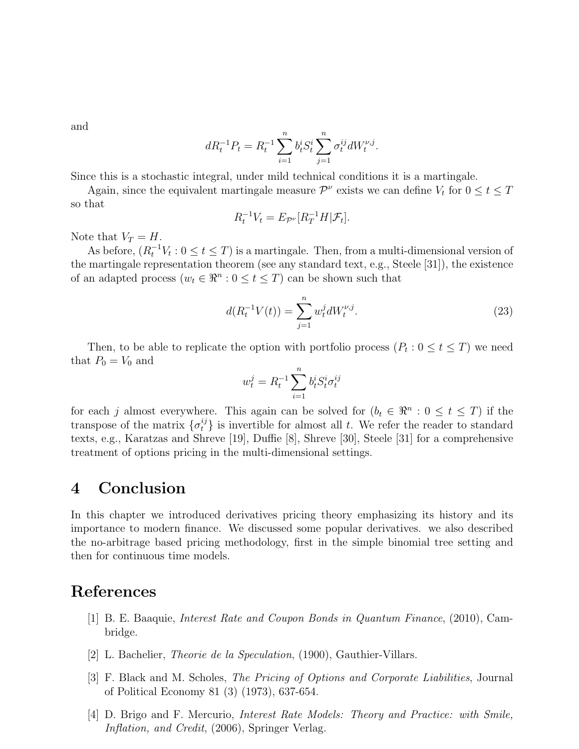and

$$dR_t^{-1}P_t = R_t^{-1}\sum_{i=1}^{n} b_t^i S_t^i \sum_{j=1}^{n} \sigma_t^{ij} dW_t^{\nu,j}.$$

Since this is a stochastic integral, under mild technical conditions it is a martingale.

Again, since the equivalent martingale measure $\mathcal{P}^\nu$ exists we can define $V_t$ for $0 \leq t \leq T$ so that

$$R_t^{-1}V_t = E_{\mathcal{P}^\nu}[R_T^{-1}H|\mathcal{F}_t].$$

Note that $V_T = H$.

As before, $(R_t^{-1}V_t : 0 \leq t \leq T)$ is a martingale. Then, from a multi-dimensional version of the martingale representation theorem (see any standard text, e.g., Steele [31]), the existence of an adapted process $(w_t \in \Re^n : 0 \leq t \leq T)$ can be shown such that

$$d(R_t^{-1}V(t)) = \sum_{j=1}^{n} w_t^j dW_t^{\nu,j}. \tag{23}$$

Then, to be able to replicate the option with portfolio process $(P_t : 0 \leq t \leq T)$ we need that $P_0 = V_0$ and

$$w_t^j = R_t^{-1}\sum_{i=1}^{n} b_t^i S_t^i \sigma_t^{ij}$$

for each $j$ almost everywhere. This again can be solved for $(b_t \in \Re^n : 0 \leq t \leq T)$ if the transpose of the matrix $\{\sigma_t^{ij}\}$ is invertible for almost all $t$. We refer the reader to standard texts, e.g., Karatzas and Shreve [19], Duffie [8], Shreve [30], Steele [31] for a comprehensive treatment of options pricing in the multi-dimensional settings.

# 4 Conclusion

In this chapter we introduced derivatives pricing theory emphasizing its history and its importance to modern finance. We discussed some popular derivatives. we also described the no-arbitrage based pricing methodology, first in the simple binomial tree setting and then for continuous time models.

# References

[1] B. E. Baaquie, *Interest Rate and Coupon Bonds in Quantum Finance*, (2010), Cambridge.

[2] L. Bachelier, *Theorie de la Speculation*, (1900), Gauthier-Villars.

[3] F. Black and M. Scholes, *The Pricing of Options and Corporate Liabilities*, Journal of Political Economy 81 (3) (1973), 637-654.

[4] D. Brigo and F. Mercurio, *Interest Rate Models: Theory and Practice: with Smile, Inflation, and Credit*, (2006), Springer Verlag.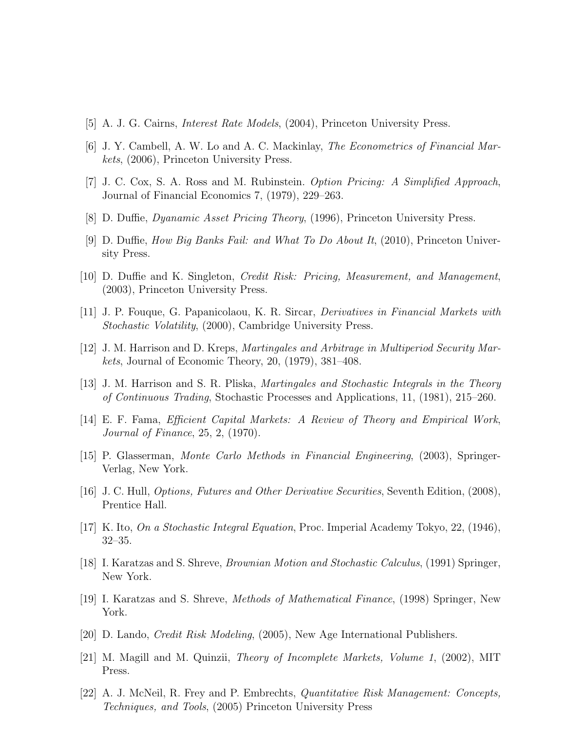[5] A. J. G. Cairns, *Interest Rate Models*, (2004), Princeton University Press.

[6] J. Y. Cambell, A. W. Lo and A. C. Mackinlay, *The Econometrics of Financial Markets*, (2006), Princeton University Press.

[7] J. C. Cox, S. A. Ross and M. Rubinstein. *Option Pricing: A Simplified Approach*, Journal of Financial Economics 7, (1979), 229–263.

[8] D. Duffie, *Dyanamic Asset Pricing Theory*, (1996), Princeton University Press.

[9] D. Duffie, *How Big Banks Fail: and What To Do About It*, (2010), Princeton University Press.

[10] D. Duffie and K. Singleton, *Credit Risk: Pricing, Measurement, and Management*, (2003), Princeton University Press.

[11] J. P. Fouque, G. Papanicolaou, K. R. Sircar, *Derivatives in Financial Markets with Stochastic Volatility*, (2000), Cambridge University Press.

[12] J. M. Harrison and D. Kreps, *Martingales and Arbitrage in Multiperiod Security Markets*, Journal of Economic Theory, 20, (1979), 381–408.

[13] J. M. Harrison and S. R. Pliska, *Martingales and Stochastic Integrals in the Theory of Continuous Trading*, Stochastic Processes and Applications, 11, (1981), 215–260.

[14] E. F. Fama, *Efficient Capital Markets: A Review of Theory and Empirical Work*, *Journal of Finance*, 25, 2, (1970).

[15] P. Glasserman, *Monte Carlo Methods in Financial Engineering*, (2003), Springer-Verlag, New York.

[16] J. C. Hull, *Options, Futures and Other Derivative Securities*, Seventh Edition, (2008), Prentice Hall.

[17] K. Ito, *On a Stochastic Integral Equation*, Proc. Imperial Academy Tokyo, 22, (1946), 32–35.

[18] I. Karatzas and S. Shreve, *Brownian Motion and Stochastic Calculus*, (1991) Springer, New York.

[19] I. Karatzas and S. Shreve, *Methods of Mathematical Finance*, (1998) Springer, New York.

[20] D. Lando, *Credit Risk Modeling*, (2005), New Age International Publishers.

[21] M. Magill and M. Quinzii, *Theory of Incomplete Markets, Volume 1*, (2002), MIT Press.

[22] A. J. McNeil, R. Frey and P. Embrechts, *Quantitative Risk Management: Concepts, Techniques, and Tools*, (2005) Princeton University Press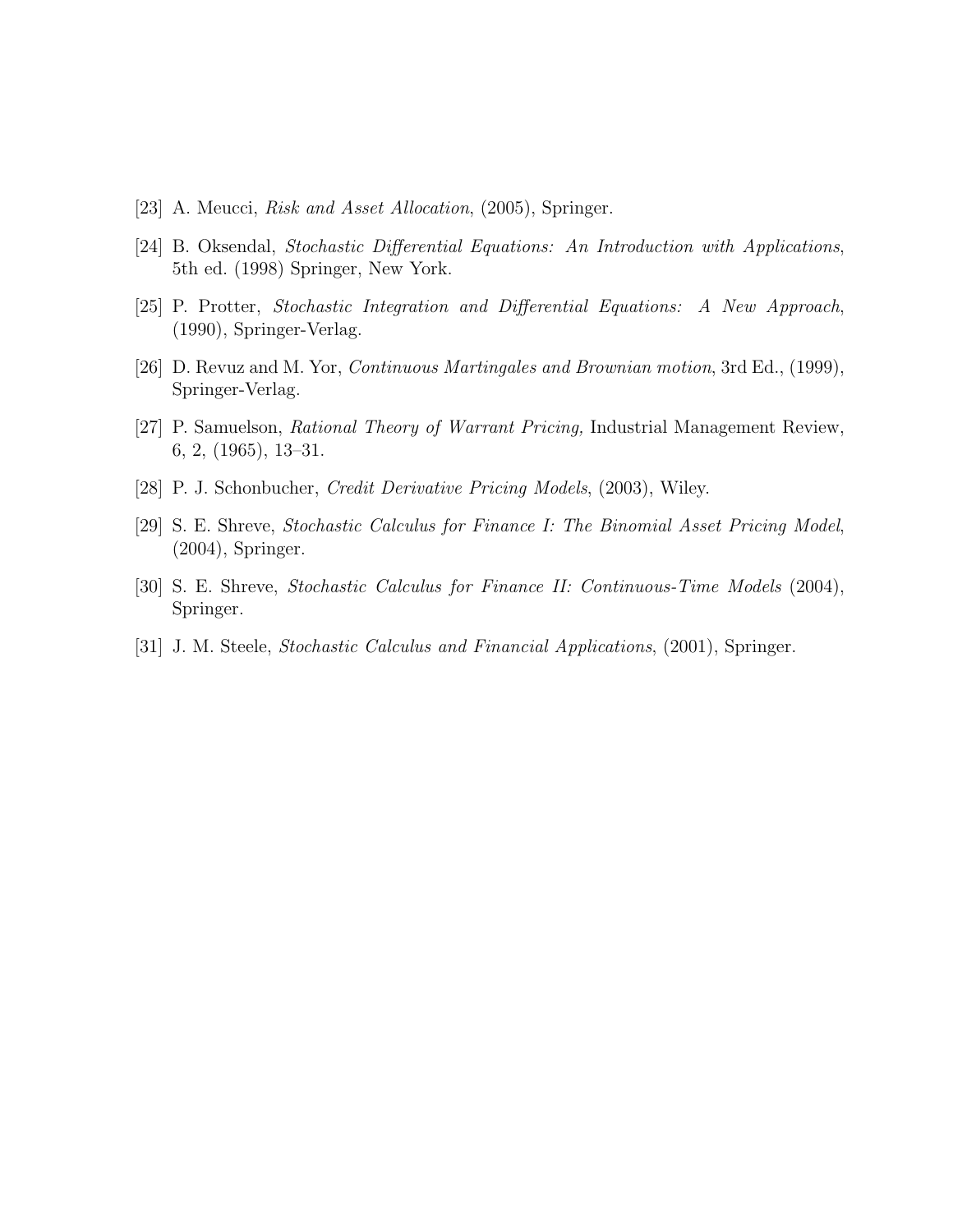[23] A. Meucci, *Risk and Asset Allocation*, (2005), Springer.

[24] B. Oksendal, *Stochastic Differential Equations: An Introduction with Applications*, 5th ed. (1998) Springer, New York.

[25] P. Protter, *Stochastic Integration and Differential Equations: A New Approach*, (1990), Springer-Verlag.

[26] D. Revuz and M. Yor, *Continuous Martingales and Brownian motion*, 3rd Ed., (1999), Springer-Verlag.

[27] P. Samuelson, *Rational Theory of Warrant Pricing,* Industrial Management Review, 6, 2, (1965), 13–31.

[28] P. J. Schonbucher, *Credit Derivative Pricing Models*, (2003), Wiley.

[29] S. E. Shreve, *Stochastic Calculus for Finance I: The Binomial Asset Pricing Model*, (2004), Springer.

[30] S. E. Shreve, *Stochastic Calculus for Finance II: Continuous-Time Models* (2004), Springer.

[31] J. M. Steele, *Stochastic Calculus and Financial Applications*, (2001), Springer.